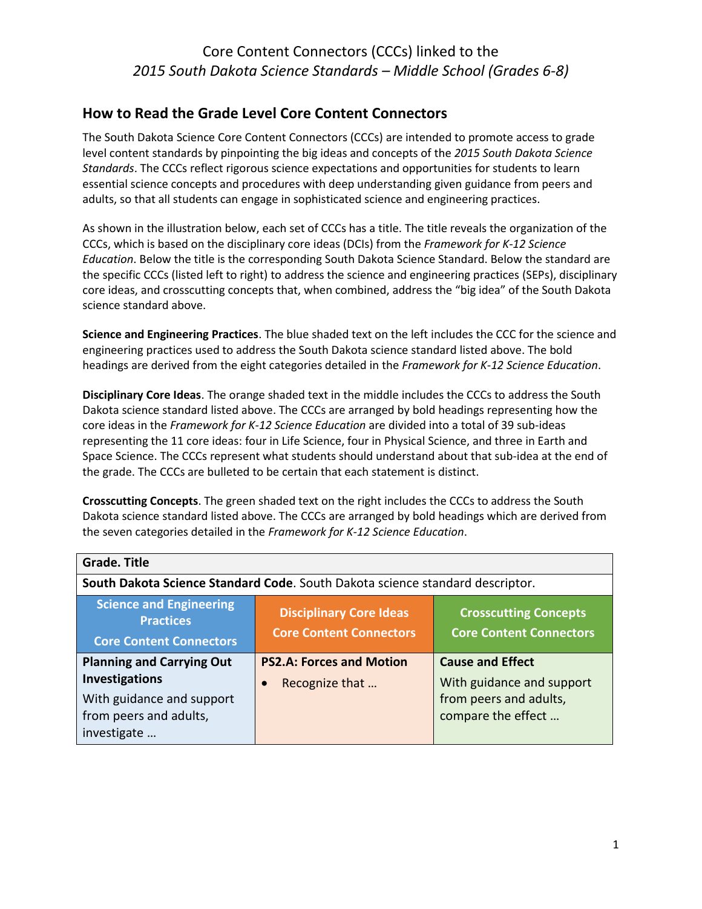# Core Content Connectors (CCCs) linked to the *2015 South Dakota Science Standards – Middle School (Grades 6-8)*

## How to Read the Grade Level Core Content Connectors

The South Dakota Science Core Content Connectors (CCCs) are intended to promote access to grade level content standards by pinpointing the big ideas and concepts of the *2015 South Dakota Science Standards*. The CCCs reflect rigorous science expectations and opportunities for students to learn essential science concepts and procedures with deep understanding given guidance from peers and adults, so that all students can engage in sophisticated science and engineering practices.

As shown in the illustration below, each set of CCCs has a title. The title reveals the organization of the CCCs, which is based on the disciplinary core ideas (DCIs) from the *Framework for K-12 Science Education*. Below the title is the corresponding South Dakota Science Standard. Below the standard are the specific CCCs (listed left to right) to address the science and engineering practices (SEPs), disciplinary core ideas, and crosscutting concepts that, when combined, address the "big idea" of the South Dakota science standard above.

**Science and Engineering Practices**. The blue shaded text on the left includes the CCC for the science and engineering practices used to address the South Dakota science standard listed above. The bold headings are derived from the eight categories detailed in the *Framework for K-12 Science Education*.

**Disciplinary Core Ideas**. The orange shaded text in the middle includes the CCCs to address the South Dakota science standard listed above. The CCCs are arranged by bold headings representing how the core ideas in the *Framework for K-12 Science Education* are divided into a total of 39 sub-ideas representing the 11 core ideas: four in Life Science, four in Physical Science, and three in Earth and Space Science. The CCCs represent what students should understand about that sub-idea at the end of the grade. The CCCs are bulleted to be certain that each statement is distinct.

**Crosscutting Concepts**. The green shaded text on the right includes the CCCs to address the South Dakota science standard listed above. The CCCs are arranged by bold headings which are derived from the seven categories detailed in the *Framework for K-12 Science Education*.

| **Grade. Title** | | |
|---|---|---|
| **South Dakota Science Standard Code**. South Dakota science standard descriptor. | | |
| **Science and Engineering Practices Core Content Connectors** | **Disciplinary Core Ideas Core Content Connectors** | **Crosscutting Concepts Core Content Connectors** |
| **Planning and Carrying Out Investigations** With guidance and support from peers and adults, investigate … | **PS2.A: Forces and Motion** • Recognize that … | **Cause and Effect** With guidance and support from peers and adults, compare the effect … |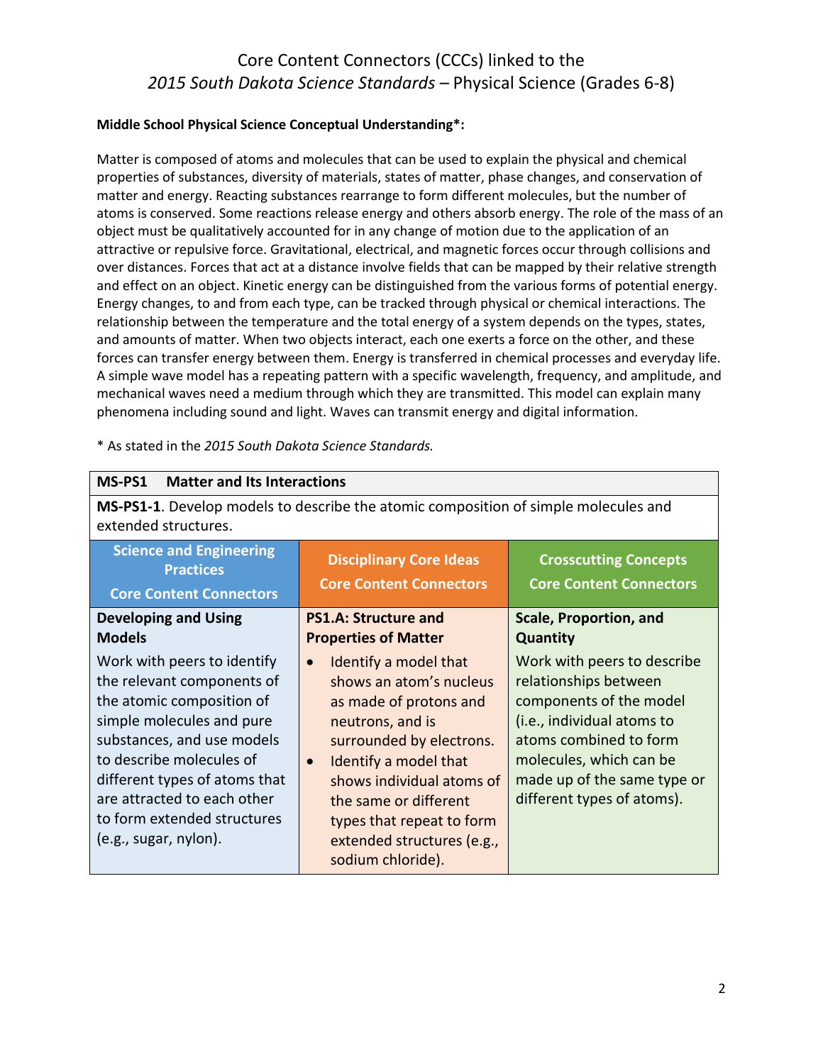# Core Content Connectors (CCCs) linked to the *2015 South Dakota Science Standards* – Physical Science (Grades 6-8)

**Middle School Physical Science Conceptual Understanding*:**

Matter is composed of atoms and molecules that can be used to explain the physical and chemical properties of substances, diversity of materials, states of matter, phase changes, and conservation of matter and energy. Reacting substances rearrange to form different molecules, but the number of atoms is conserved. Some reactions release energy and others absorb energy. The role of the mass of an object must be qualitatively accounted for in any change of motion due to the application of an attractive or repulsive force. Gravitational, electrical, and magnetic forces occur through collisions and over distances. Forces that act at a distance involve fields that can be mapped by their relative strength and effect on an object. Kinetic energy can be distinguished from the various forms of potential energy. Energy changes, to and from each type, can be tracked through physical or chemical interactions. The relationship between the temperature and the total energy of a system depends on the types, states, and amounts of matter. When two objects interact, each one exerts a force on the other, and these forces can transfer energy between them. Energy is transferred in chemical processes and everyday life. A simple wave model has a repeating pattern with a specific wavelength, frequency, and amplitude, and mechanical waves need a medium through which they are transmitted. This model can explain many phenomena including sound and light. Waves can transmit energy and digital information.

\* As stated in the *2015 South Dakota Science Standards.*

| **MS-PS1 Matter and Its Interactions** | | |
|---|---|---|
| **MS-PS1-1**. Develop models to describe the atomic composition of simple molecules and extended structures. | | |
| **Science and Engineering Practices Core Content Connectors** | **Disciplinary Core Ideas Core Content Connectors** | **Crosscutting Concepts Core Content Connectors** |
| **Developing and Using Models**<br>Work with peers to identify the relevant components of the atomic composition of simple molecules and pure substances, and use models to describe molecules of different types of atoms that are attracted to each other to form extended structures (e.g., sugar, nylon). | **PS1.A: Structure and Properties of Matter**<br>• Identify a model that shows an atom's nucleus as made of protons and neutrons, and is surrounded by electrons.<br>• Identify a model that shows individual atoms of the same or different types that repeat to form extended structures (e.g., sodium chloride). | **Scale, Proportion, and Quantity**<br>Work with peers to describe relationships between components of the model (i.e., individual atoms to atoms combined to form molecules, which can be made up of the same type or different types of atoms). |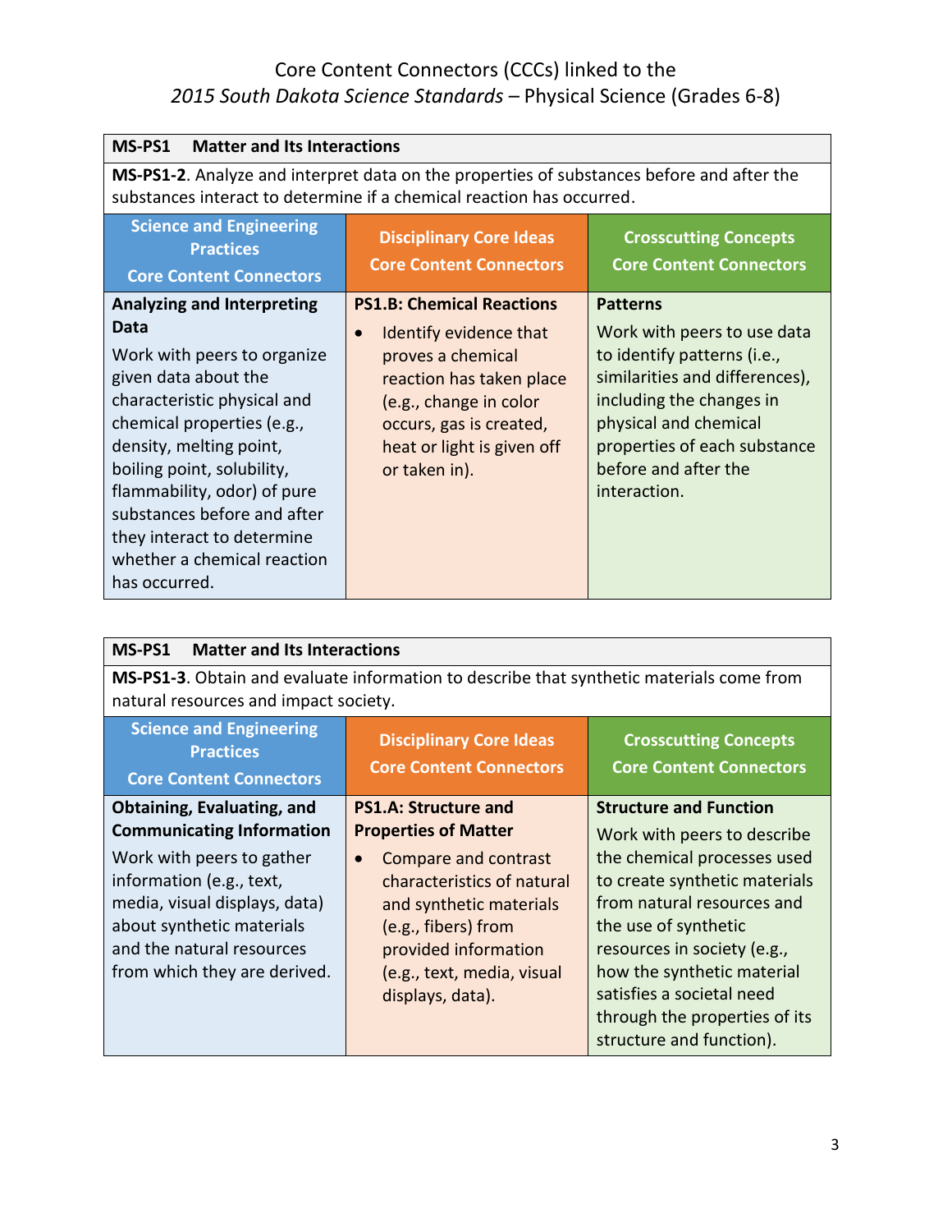Core Content Connectors (CCCs) linked to the
*2015 South Dakota Science Standards* – Physical Science (Grades 6-8)

| **MS-PS1 Matter and Its Interactions** | | |
|---|---|---|
| **MS-PS1-2**. Analyze and interpret data on the properties of substances before and after the substances interact to determine if a chemical reaction has occurred. | | |
| **Science and Engineering Practices Core Content Connectors** | **Disciplinary Core Ideas Core Content Connectors** | **Crosscutting Concepts Core Content Connectors** |
| **Analyzing and Interpreting Data**<br>Work with peers to organize given data about the characteristic physical and chemical properties (e.g., density, melting point, boiling point, solubility, flammability, odor) of pure substances before and after they interact to determine whether a chemical reaction has occurred. | **PS1.B: Chemical Reactions**<br>• Identify evidence that proves a chemical reaction has taken place (e.g., change in color occurs, gas is created, heat or light is given off or taken in). | **Patterns**<br>Work with peers to use data to identify patterns (i.e., similarities and differences), including the changes in physical and chemical properties of each substance before and after the interaction. |

| **MS-PS1 Matter and Its Interactions** | | |
|---|---|---|
| **MS-PS1-3**. Obtain and evaluate information to describe that synthetic materials come from natural resources and impact society. | | |
| **Science and Engineering Practices Core Content Connectors** | **Disciplinary Core Ideas Core Content Connectors** | **Crosscutting Concepts Core Content Connectors** |
| **Obtaining, Evaluating, and Communicating Information**<br>Work with peers to gather information (e.g., text, media, visual displays, data) about synthetic materials and the natural resources from which they are derived. | **PS1.A: Structure and Properties of Matter**<br>• Compare and contrast characteristics of natural and synthetic materials (e.g., fibers) from provided information (e.g., text, media, visual displays, data). | **Structure and Function**<br>Work with peers to describe the chemical processes used to create synthetic materials from natural resources and the use of synthetic resources in society (e.g., how the synthetic material satisfies a societal need through the properties of its structure and function). |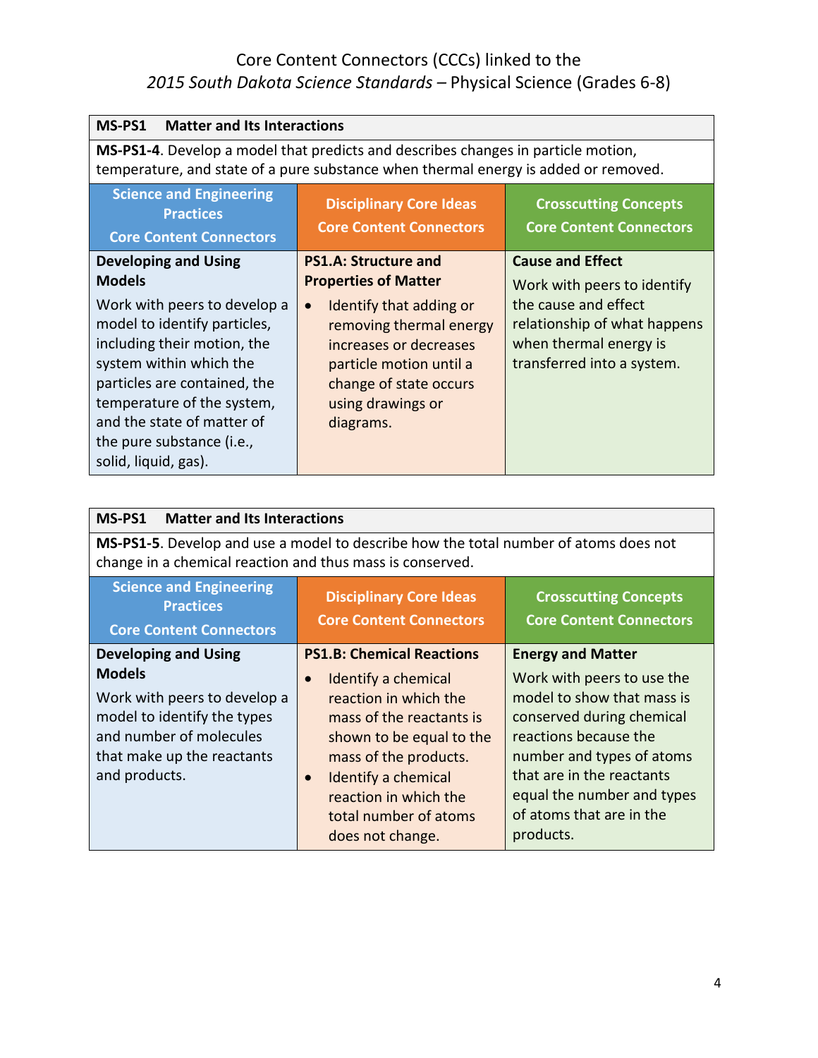# Core Content Connectors (CCCs) linked to the *2015 South Dakota Science Standards* – Physical Science (Grades 6-8)

| **MS-PS1 Matter and Its Interactions** | | |
|---|---|---|
| **MS-PS1-4**. Develop a model that predicts and describes changes in particle motion, temperature, and state of a pure substance when thermal energy is added or removed. | | |
| **Science and Engineering Practices Core Content Connectors** | **Disciplinary Core Ideas Core Content Connectors** | **Crosscutting Concepts Core Content Connectors** |
| **Developing and Using Models**<br>Work with peers to develop a model to identify particles, including their motion, the system within which the particles are contained, the temperature of the system, and the state of matter of the pure substance (i.e., solid, liquid, gas). | **PS1.A: Structure and Properties of Matter**<br>• Identify that adding or removing thermal energy increases or decreases particle motion until a change of state occurs using drawings or diagrams. | **Cause and Effect**<br>Work with peers to identify the cause and effect relationship of what happens when thermal energy is transferred into a system. |

| **MS-PS1 Matter and Its Interactions** | | |
|---|---|---|
| **MS-PS1-5**. Develop and use a model to describe how the total number of atoms does not change in a chemical reaction and thus mass is conserved. | | |
| **Science and Engineering Practices Core Content Connectors** | **Disciplinary Core Ideas Core Content Connectors** | **Crosscutting Concepts Core Content Connectors** |
| **Developing and Using Models**<br>Work with peers to develop a model to identify the types and number of molecules that make up the reactants and products. | **PS1.B: Chemical Reactions**<br>• Identify a chemical reaction in which the mass of the reactants is shown to be equal to the mass of the products.<br>• Identify a chemical reaction in which the total number of atoms does not change. | **Energy and Matter**<br>Work with peers to use the model to show that mass is conserved during chemical reactions because the number and types of atoms that are in the reactants equal the number and types of atoms that are in the products. |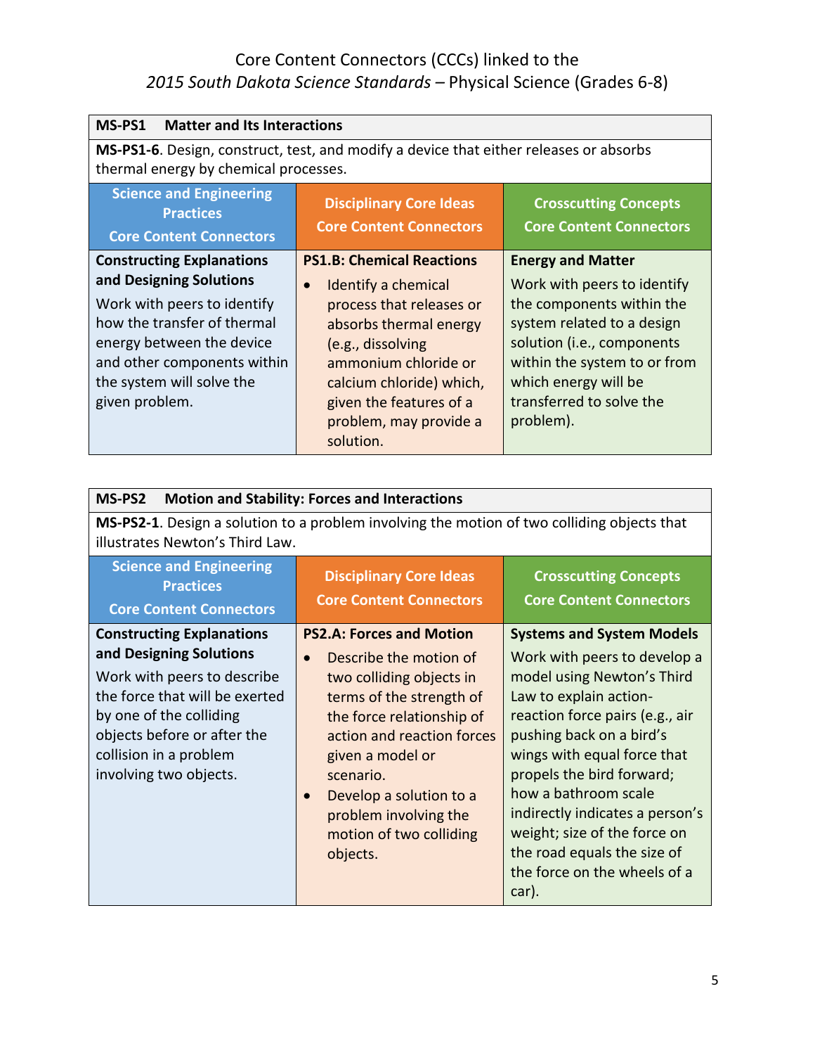# Core Content Connectors (CCCs) linked to the *2015 South Dakota Science Standards* – Physical Science (Grades 6-8)

| **MS-PS1 Matter and Its Interactions** | | |
|---|---|---|
| **MS-PS1-6**. Design, construct, test, and modify a device that either releases or absorbs thermal energy by chemical processes. | | |
| **Science and Engineering Practices Core Content Connectors** | **Disciplinary Core Ideas Core Content Connectors** | **Crosscutting Concepts Core Content Connectors** |
| **Constructing Explanations and Designing Solutions** Work with peers to identify how the transfer of thermal energy between the device and other components within the system will solve the given problem. | **PS1.B: Chemical Reactions** • Identify a chemical process that releases or absorbs thermal energy (e.g., dissolving ammonium chloride or calcium chloride) which, given the features of a problem, may provide a solution. | **Energy and Matter** Work with peers to identify the components within the system related to a design solution (i.e., components within the system to or from which energy will be transferred to solve the problem). |

| **MS-PS2 Motion and Stability: Forces and Interactions** | | |
|---|---|---|
| **MS-PS2-1**. Design a solution to a problem involving the motion of two colliding objects that illustrates Newton's Third Law. | | |
| **Science and Engineering Practices Core Content Connectors** | **Disciplinary Core Ideas Core Content Connectors** | **Crosscutting Concepts Core Content Connectors** |
| **Constructing Explanations and Designing Solutions** Work with peers to describe the force that will be exerted by one of the colliding objects before or after the collision in a problem involving two objects. | **PS2.A: Forces and Motion** • Describe the motion of two colliding objects in terms of the strength of the force relationship of action and reaction forces given a model or scenario. • Develop a solution to a problem involving the motion of two colliding objects. | **Systems and System Models** Work with peers to develop a model using Newton's Third Law to explain action-reaction force pairs (e.g., air pushing back on a bird's wings with equal force that propels the bird forward; how a bathroom scale indirectly indicates a person's weight; size of the force on the road equals the size of the force on the wheels of a car). |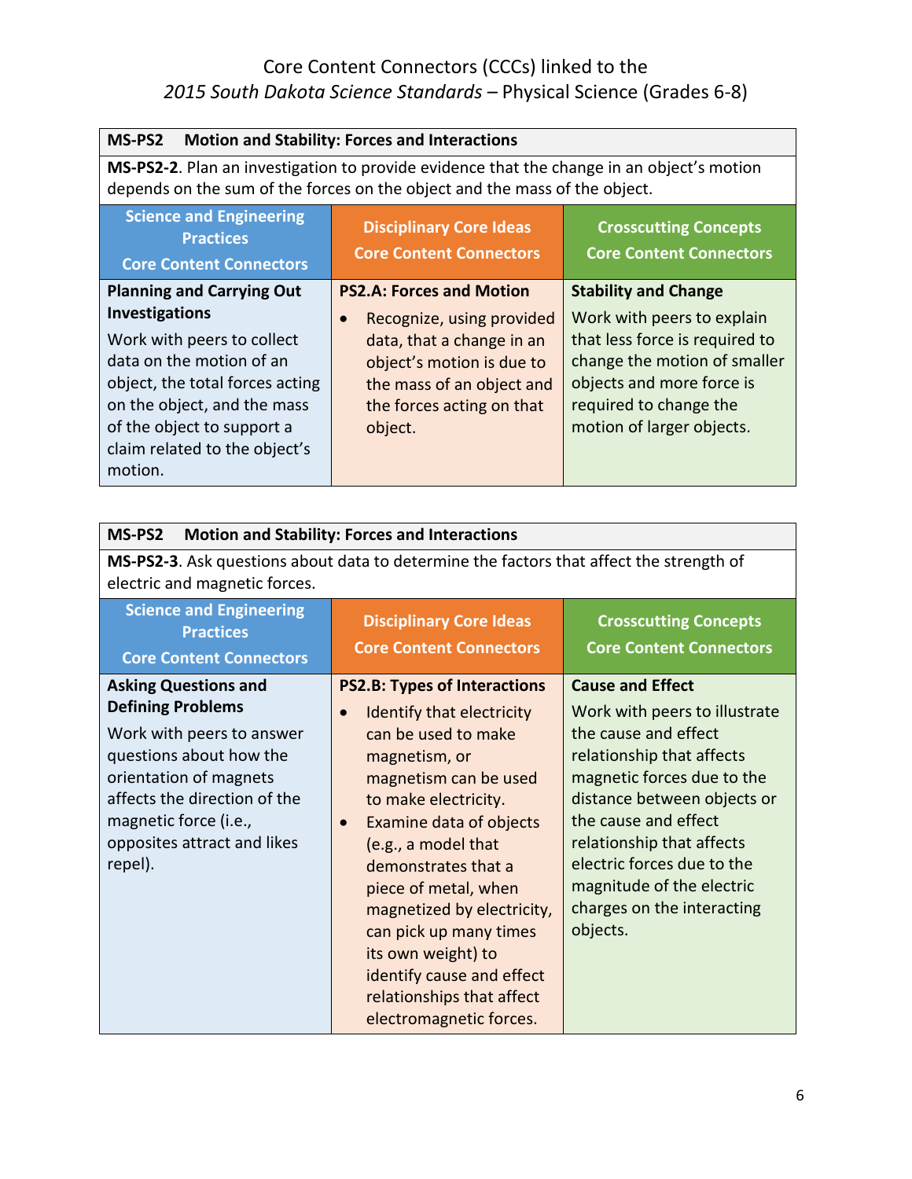# Core Content Connectors (CCCs) linked to the *2015 South Dakota Science Standards* – Physical Science (Grades 6-8)

| **MS-PS2 Motion and Stability: Forces and Interactions** | | |
|---|---|---|
| **MS-PS2-2**. Plan an investigation to provide evidence that the change in an object's motion depends on the sum of the forces on the object and the mass of the object. | | |
| **Science and Engineering Practices Core Content Connectors** | **Disciplinary Core Ideas Core Content Connectors** | **Crosscutting Concepts Core Content Connectors** |
| **Planning and Carrying Out Investigations**<br>Work with peers to collect data on the motion of an object, the total forces acting on the object, and the mass of the object to support a claim related to the object's motion. | **PS2.A: Forces and Motion**<br>• Recognize, using provided data, that a change in an object's motion is due to the mass of an object and the forces acting on that object. | **Stability and Change**<br>Work with peers to explain that less force is required to change the motion of smaller objects and more force is required to change the motion of larger objects. |

| **MS-PS2 Motion and Stability: Forces and Interactions** | | |
|---|---|---|
| **MS-PS2-3**. Ask questions about data to determine the factors that affect the strength of electric and magnetic forces. | | |
| **Science and Engineering Practices Core Content Connectors** | **Disciplinary Core Ideas Core Content Connectors** | **Crosscutting Concepts Core Content Connectors** |
| **Asking Questions and Defining Problems**<br>Work with peers to answer questions about how the orientation of magnets affects the direction of the magnetic force (i.e., opposites attract and likes repel). | **PS2.B: Types of Interactions**<br>• Identify that electricity can be used to make magnetism, or magnetism can be used to make electricity.<br>• Examine data of objects (e.g., a model that demonstrates that a piece of metal, when magnetized by electricity, can pick up many times its own weight) to identify cause and effect relationships that affect electromagnetic forces. | **Cause and Effect**<br>Work with peers to illustrate the cause and effect relationship that affects magnetic forces due to the distance between objects or the cause and effect relationship that affects electric forces due to the magnitude of the electric charges on the interacting objects. |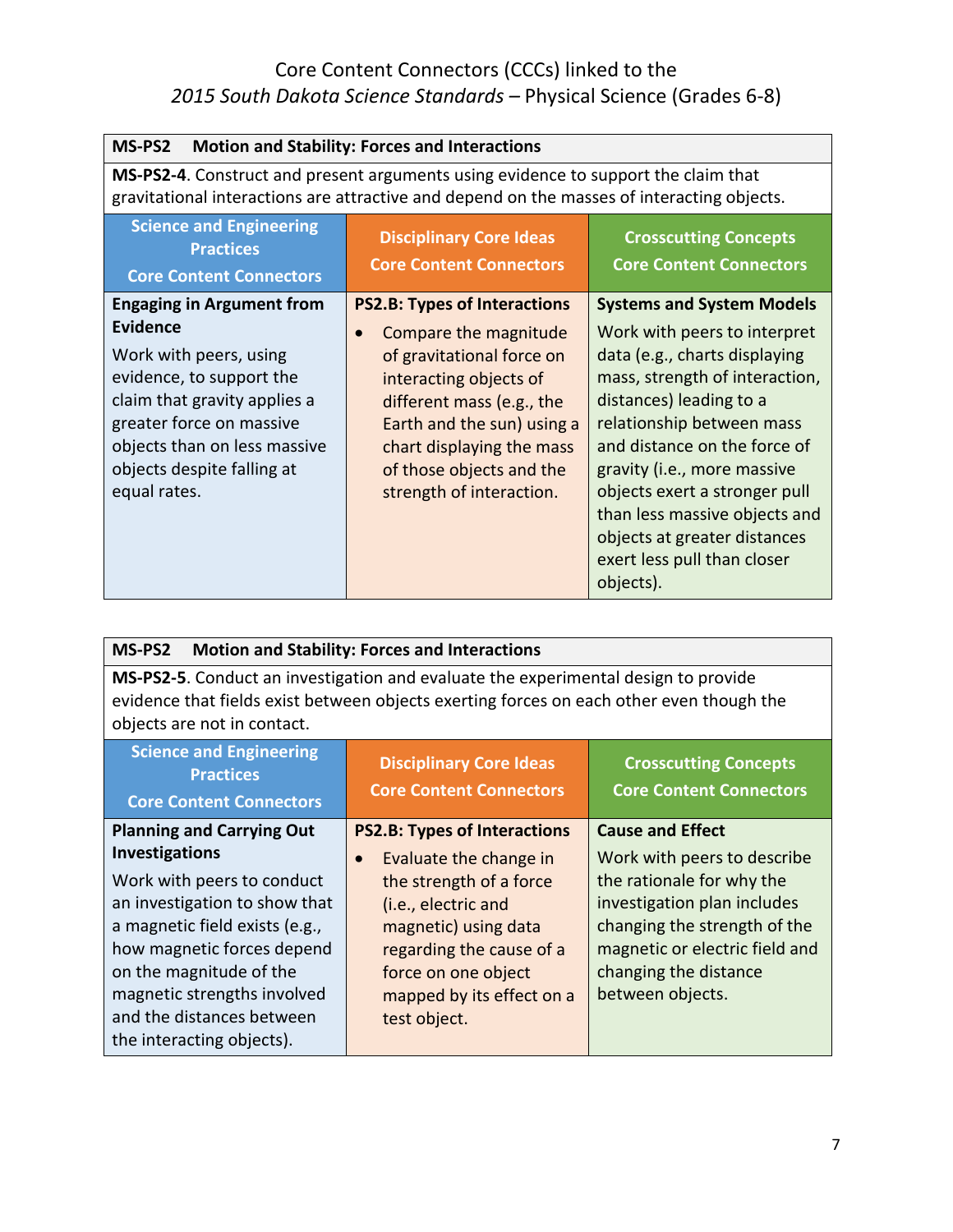# Core Content Connectors (CCCs) linked to the *2015 South Dakota Science Standards* – Physical Science (Grades 6-8)

| **MS-PS2 Motion and Stability: Forces and Interactions** | | |
|---|---|---|
| **MS-PS2-4**. Construct and present arguments using evidence to support the claim that gravitational interactions are attractive and depend on the masses of interacting objects. | | |
| **Science and Engineering Practices Core Content Connectors** | **Disciplinary Core Ideas Core Content Connectors** | **Crosscutting Concepts Core Content Connectors** |
| **Engaging in Argument from Evidence**<br>Work with peers, using evidence, to support the claim that gravity applies a greater force on massive objects than on less massive objects despite falling at equal rates. | **PS2.B: Types of Interactions**<br>• Compare the magnitude of gravitational force on interacting objects of different mass (e.g., the Earth and the sun) using a chart displaying the mass of those objects and the strength of interaction. | **Systems and System Models**<br>Work with peers to interpret data (e.g., charts displaying mass, strength of interaction, distances) leading to a relationship between mass and distance on the force of gravity (i.e., more massive objects exert a stronger pull than less massive objects and objects at greater distances exert less pull than closer objects). |

| **MS-PS2 Motion and Stability: Forces and Interactions** | | |
|---|---|---|
| **MS-PS2-5**. Conduct an investigation and evaluate the experimental design to provide evidence that fields exist between objects exerting forces on each other even though the objects are not in contact. | | |
| **Science and Engineering Practices Core Content Connectors** | **Disciplinary Core Ideas Core Content Connectors** | **Crosscutting Concepts Core Content Connectors** |
| **Planning and Carrying Out Investigations**<br>Work with peers to conduct an investigation to show that a magnetic field exists (e.g., how magnetic forces depend on the magnitude of the magnetic strengths involved and the distances between the interacting objects). | **PS2.B: Types of Interactions**<br>• Evaluate the change in the strength of a force (i.e., electric and magnetic) using data regarding the cause of a force on one object mapped by its effect on a test object. | **Cause and Effect**<br>Work with peers to describe the rationale for why the investigation plan includes changing the strength of the magnetic or electric field and changing the distance between objects. |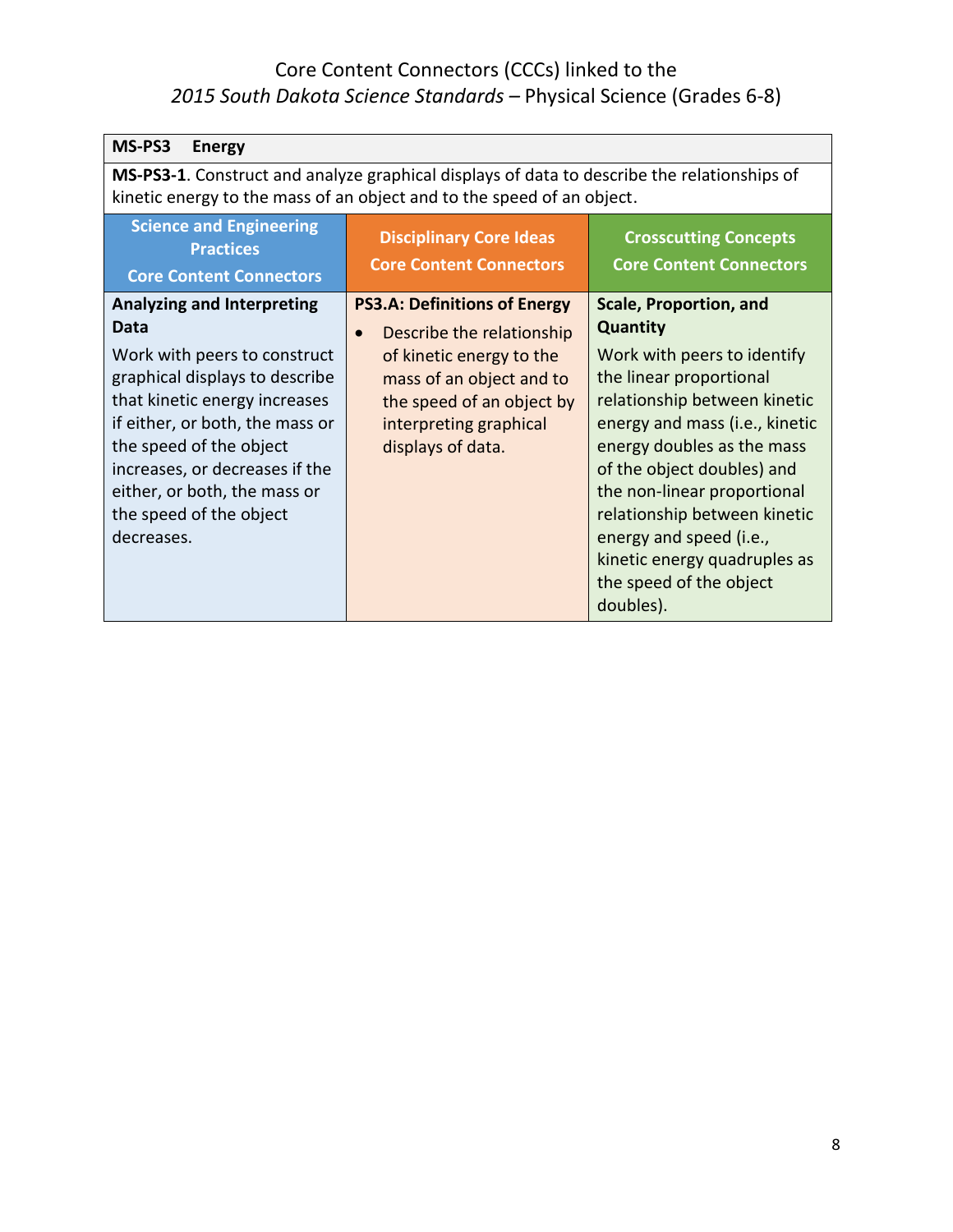Core Content Connectors (CCCs) linked to the
*2015 South Dakota Science Standards* – Physical Science (Grades 6-8)

| **MS-PS3 Energy** | | |
|---|---|---|
| **MS-PS3-1**. Construct and analyze graphical displays of data to describe the relationships of kinetic energy to the mass of an object and to the speed of an object. | | |
| **Science and Engineering Practices Core Content Connectors** | **Disciplinary Core Ideas Core Content Connectors** | **Crosscutting Concepts Core Content Connectors** |
| **Analyzing and Interpreting Data**<br>Work with peers to construct graphical displays to describe that kinetic energy increases if either, or both, the mass or the speed of the object increases, or decreases if the either, or both, the mass or the speed of the object decreases. | **PS3.A: Definitions of Energy**<br>• Describe the relationship of kinetic energy to the mass of an object and to the speed of an object by interpreting graphical displays of data. | **Scale, Proportion, and Quantity**<br>Work with peers to identify the linear proportional relationship between kinetic energy and mass (i.e., kinetic energy doubles as the mass of the object doubles) and the non-linear proportional relationship between kinetic energy and speed (i.e., kinetic energy quadruples as the speed of the object doubles). |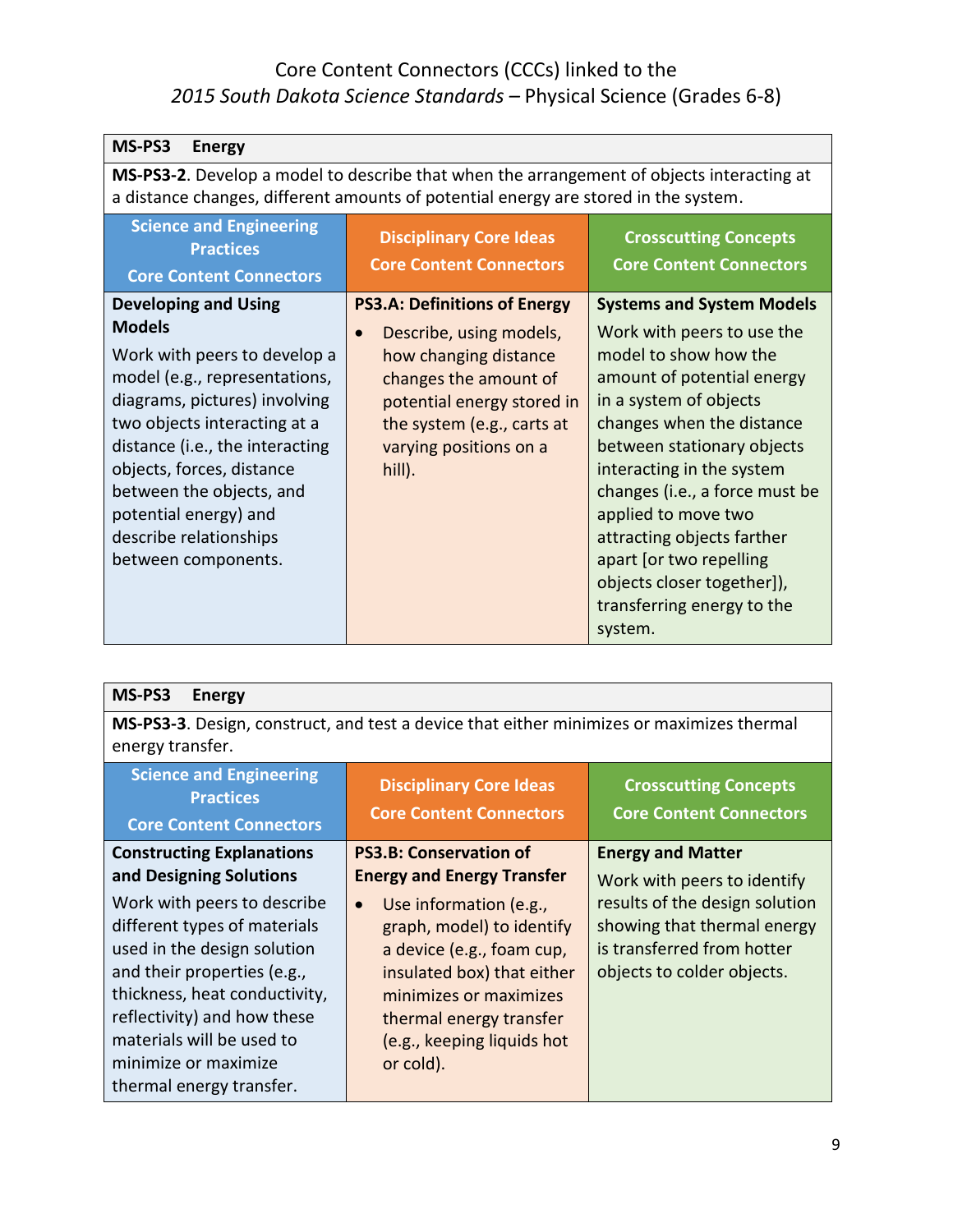Core Content Connectors (CCCs) linked to the
*2015 South Dakota Science Standards* – Physical Science (Grades 6-8)

| **MS-PS3 Energy** | | |
|---|---|---|
| **MS-PS3-2**. Develop a model to describe that when the arrangement of objects interacting at a distance changes, different amounts of potential energy are stored in the system. | | |
| **Science and Engineering Practices Core Content Connectors** | **Disciplinary Core Ideas Core Content Connectors** | **Crosscutting Concepts Core Content Connectors** |
| **Developing and Using Models** Work with peers to develop a model (e.g., representations, diagrams, pictures) involving two objects interacting at a distance (i.e., the interacting objects, forces, distance between the objects, and potential energy) and describe relationships between components. | **PS3.A: Definitions of Energy** • Describe, using models, how changing distance changes the amount of potential energy stored in the system (e.g., carts at varying positions on a hill). | **Systems and System Models** Work with peers to use the model to show how the amount of potential energy in a system of objects changes when the distance between stationary objects interacting in the system changes (i.e., a force must be applied to move two attracting objects farther apart [or two repelling objects closer together]), transferring energy to the system. |

| **MS-PS3 Energy** | | |
|---|---|---|
| **MS-PS3-3**. Design, construct, and test a device that either minimizes or maximizes thermal energy transfer. | | |
| **Science and Engineering Practices Core Content Connectors** | **Disciplinary Core Ideas Core Content Connectors** | **Crosscutting Concepts Core Content Connectors** |
| **Constructing Explanations and Designing Solutions** Work with peers to describe different types of materials used in the design solution and their properties (e.g., thickness, heat conductivity, reflectivity) and how these materials will be used to minimize or maximize thermal energy transfer. | **PS3.B: Conservation of Energy and Energy Transfer** • Use information (e.g., graph, model) to identify a device (e.g., foam cup, insulated box) that either minimizes or maximizes thermal energy transfer (e.g., keeping liquids hot or cold). | **Energy and Matter** Work with peers to identify results of the design solution showing that thermal energy is transferred from hotter objects to colder objects. |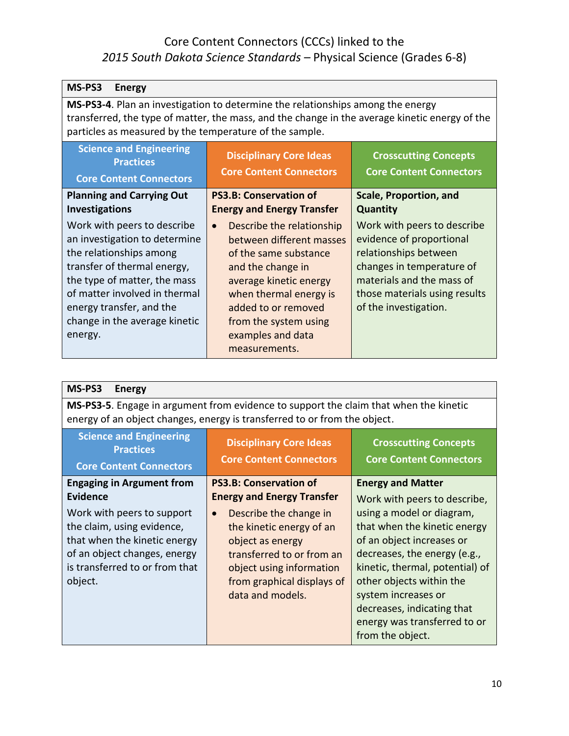# Core Content Connectors (CCCs) linked to the *2015 South Dakota Science Standards* – Physical Science (Grades 6-8)

| **MS-PS3 Energy** | | |
|---|---|---|
| **MS-PS3-4**. Plan an investigation to determine the relationships among the energy transferred, the type of matter, the mass, and the change in the average kinetic energy of the particles as measured by the temperature of the sample. | | |
| **Science and Engineering Practices Core Content Connectors** | **Disciplinary Core Ideas Core Content Connectors** | **Crosscutting Concepts Core Content Connectors** |
| **Planning and Carrying Out Investigations**<br>Work with peers to describe an investigation to determine the relationships among transfer of thermal energy, the type of matter, the mass of matter involved in thermal energy transfer, and the change in the average kinetic energy. | **PS3.B: Conservation of Energy and Energy Transfer**<br>• Describe the relationship between different masses of the same substance and the change in average kinetic energy when thermal energy is added to or removed from the system using examples and data measurements. | **Scale, Proportion, and Quantity**<br>Work with peers to describe evidence of proportional relationships between changes in temperature of materials and the mass of those materials using results of the investigation. |

| **MS-PS3 Energy** | | |
|---|---|---|
| **MS-PS3-5**. Engage in argument from evidence to support the claim that when the kinetic energy of an object changes, energy is transferred to or from the object. | | |
| **Science and Engineering Practices Core Content Connectors** | **Disciplinary Core Ideas Core Content Connectors** | **Crosscutting Concepts Core Content Connectors** |
| **Engaging in Argument from Evidence**<br>Work with peers to support the claim, using evidence, that when the kinetic energy of an object changes, energy is transferred to or from that object. | **PS3.B: Conservation of Energy and Energy Transfer**<br>• Describe the change in the kinetic energy of an object as energy transferred to or from an object using information from graphical displays of data and models. | **Energy and Matter**<br>Work with peers to describe, using a model or diagram, that when the kinetic energy of an object increases or decreases, the energy (e.g., kinetic, thermal, potential) of other objects within the system increases or decreases, indicating that energy was transferred to or from the object. |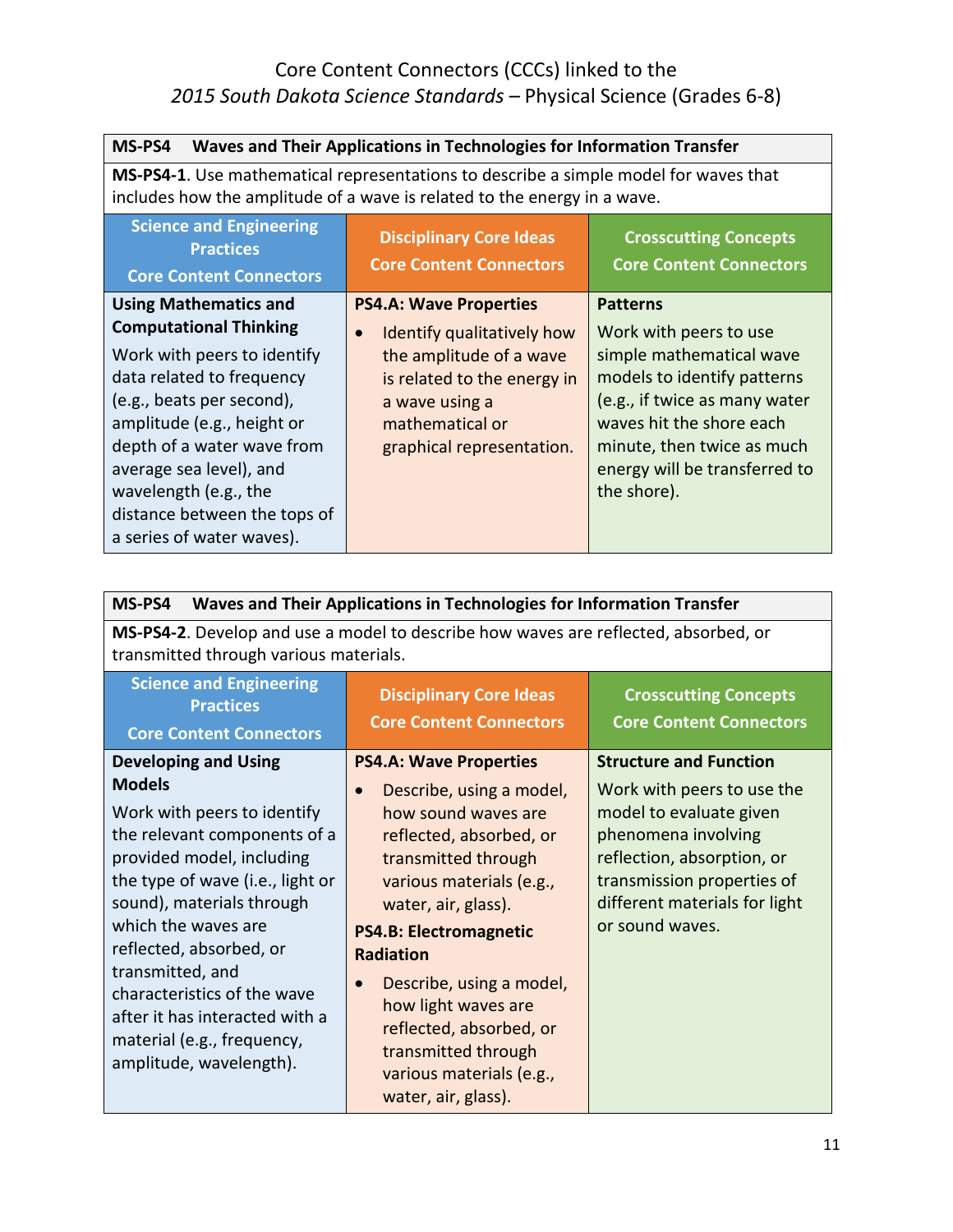# Core Content Connectors (CCCs) linked to the *2015 South Dakota Science Standards* – Physical Science (Grades 6-8)

| MS-PS4 Waves and Their Applications in Technologies for Information Transfer | | |
|---|---|---|
| **MS-PS4-1**. Use mathematical representations to describe a simple model for waves that includes how the amplitude of a wave is related to the energy in a wave. | | |
| **Science and Engineering Practices Core Content Connectors** | **Disciplinary Core Ideas Core Content Connectors** | **Crosscutting Concepts Core Content Connectors** |
| **Using Mathematics and Computational Thinking**<br>Work with peers to identify data related to frequency (e.g., beats per second), amplitude (e.g., height or depth of a water wave from average sea level), and wavelength (e.g., the distance between the tops of a series of water waves). | **PS4.A: Wave Properties**<br>• Identify qualitatively how the amplitude of a wave is related to the energy in a wave using a mathematical or graphical representation. | **Patterns**<br>Work with peers to use simple mathematical wave models to identify patterns (e.g., if twice as many water waves hit the shore each minute, then twice as much energy will be transferred to the shore). |

| MS-PS4 Waves and Their Applications in Technologies for Information Transfer | | |
|---|---|---|
| **MS-PS4-2**. Develop and use a model to describe how waves are reflected, absorbed, or transmitted through various materials. | | |
| **Science and Engineering Practices Core Content Connectors** | **Disciplinary Core Ideas Core Content Connectors** | **Crosscutting Concepts Core Content Connectors** |
| **Developing and Using Models**<br>Work with peers to identify the relevant components of a provided model, including the type of wave (i.e., light or sound), materials through which the waves are reflected, absorbed, or transmitted, and characteristics of the wave after it has interacted with a material (e.g., frequency, amplitude, wavelength). | **PS4.A: Wave Properties**<br>• Describe, using a model, how sound waves are reflected, absorbed, or transmitted through various materials (e.g., water, air, glass).<br>**PS4.B: Electromagnetic Radiation**<br>• Describe, using a model, how light waves are reflected, absorbed, or transmitted through various materials (e.g., water, air, glass). | **Structure and Function**<br>Work with peers to use the model to evaluate given phenomena involving reflection, absorption, or transmission properties of different materials for light or sound waves. |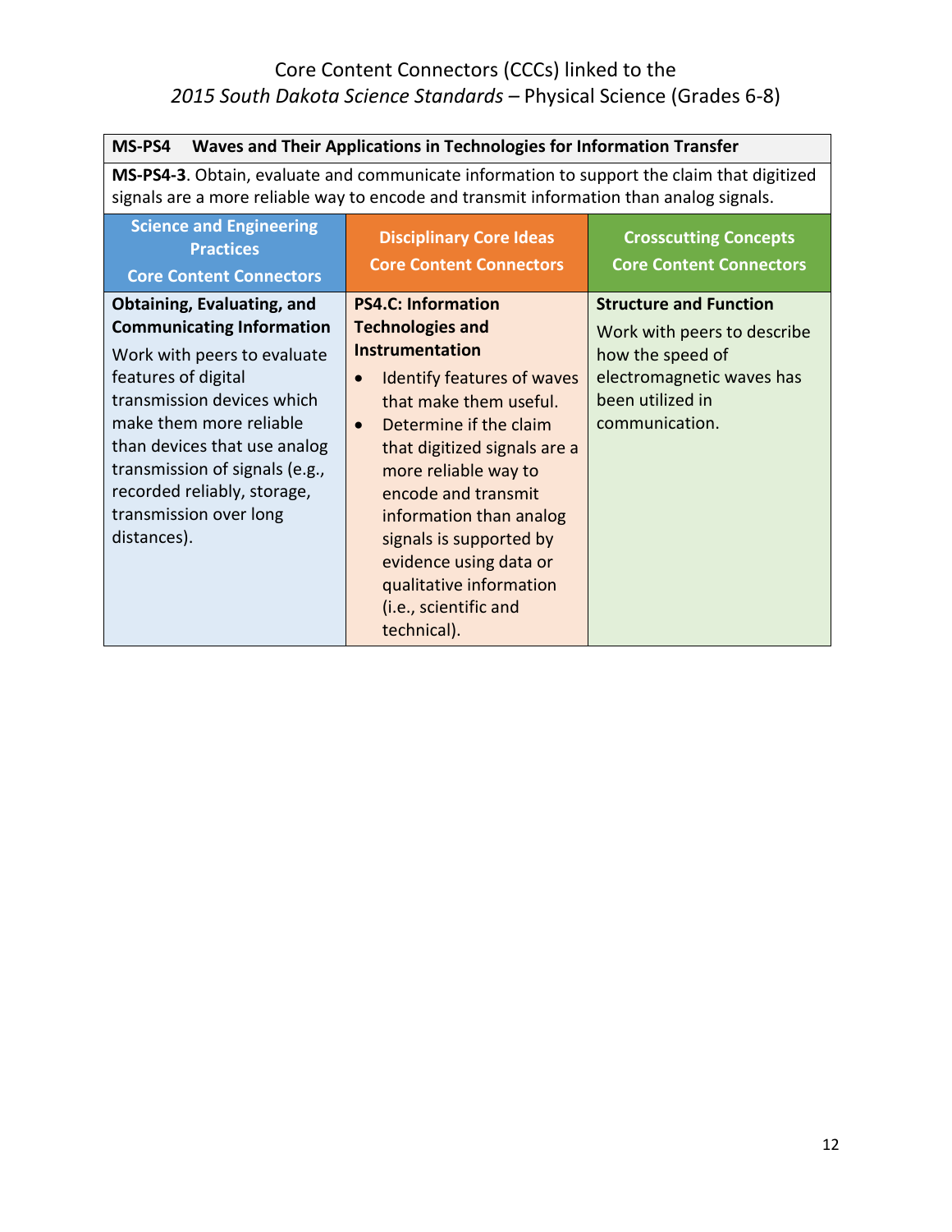Core Content Connectors (CCCs) linked to the
*2015 South Dakota Science Standards* – Physical Science (Grades 6-8)

| **MS-PS4 Waves and Their Applications in Technologies for Information Transfer** | | |
|---|---|---|
| **MS-PS4-3**. Obtain, evaluate and communicate information to support the claim that digitized signals are a more reliable way to encode and transmit information than analog signals. | | |
| **Science and Engineering Practices Core Content Connectors** | **Disciplinary Core Ideas Core Content Connectors** | **Crosscutting Concepts Core Content Connectors** |
| **Obtaining, Evaluating, and Communicating Information** Work with peers to evaluate features of digital transmission devices which make them more reliable than devices that use analog transmission of signals (e.g., recorded reliably, storage, transmission over long distances). | **PS4.C: Information Technologies and Instrumentation** <br>• Identify features of waves that make them useful. <br>• Determine if the claim that digitized signals are a more reliable way to encode and transmit information than analog signals is supported by evidence using data or qualitative information (i.e., scientific and technical). | **Structure and Function** Work with peers to describe how the speed of electromagnetic waves has been utilized in communication. |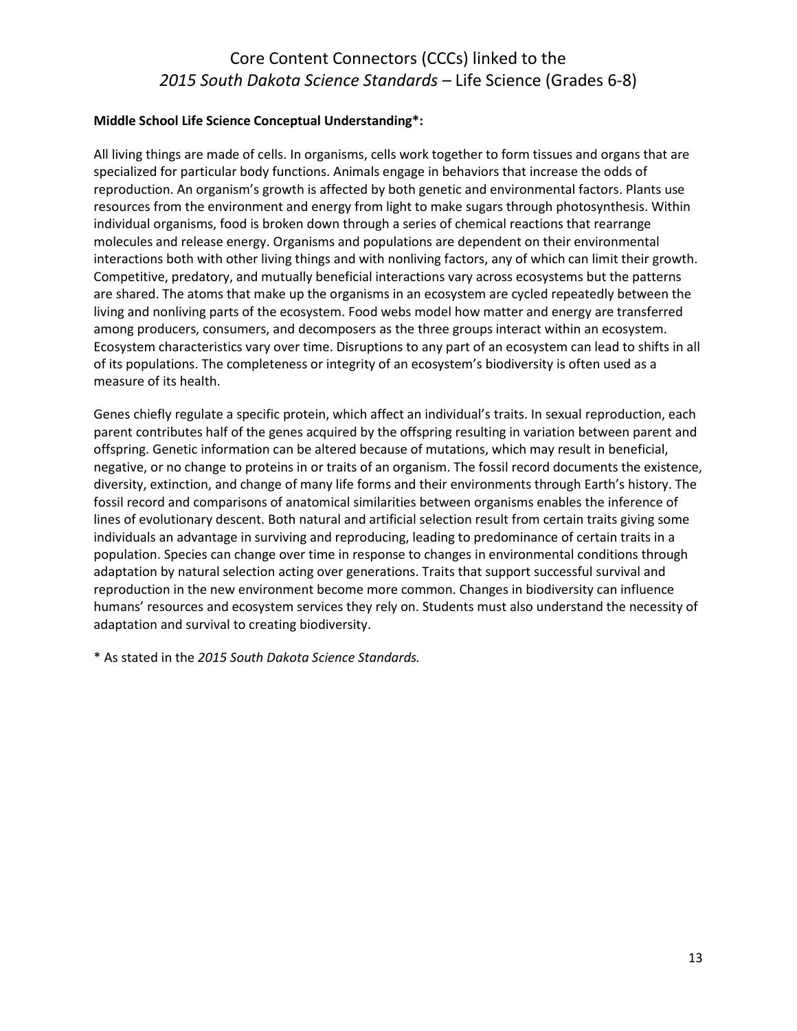# Core Content Connectors (CCCs) linked to the *2015 South Dakota Science Standards* – Life Science (Grades 6-8)

**Middle School Life Science Conceptual Understanding*:**

All living things are made of cells. In organisms, cells work together to form tissues and organs that are specialized for particular body functions. Animals engage in behaviors that increase the odds of reproduction. An organism's growth is affected by both genetic and environmental factors. Plants use resources from the environment and energy from light to make sugars through photosynthesis. Within individual organisms, food is broken down through a series of chemical reactions that rearrange molecules and release energy. Organisms and populations are dependent on their environmental interactions both with other living things and with nonliving factors, any of which can limit their growth. Competitive, predatory, and mutually beneficial interactions vary across ecosystems but the patterns are shared. The atoms that make up the organisms in an ecosystem are cycled repeatedly between the living and nonliving parts of the ecosystem. Food webs model how matter and energy are transferred among producers, consumers, and decomposers as the three groups interact within an ecosystem. Ecosystem characteristics vary over time. Disruptions to any part of an ecosystem can lead to shifts in all of its populations. The completeness or integrity of an ecosystem's biodiversity is often used as a measure of its health.

Genes chiefly regulate a specific protein, which affect an individual's traits. In sexual reproduction, each parent contributes half of the genes acquired by the offspring resulting in variation between parent and offspring. Genetic information can be altered because of mutations, which may result in beneficial, negative, or no change to proteins in or traits of an organism. The fossil record documents the existence, diversity, extinction, and change of many life forms and their environments through Earth's history. The fossil record and comparisons of anatomical similarities between organisms enables the inference of lines of evolutionary descent. Both natural and artificial selection result from certain traits giving some individuals an advantage in surviving and reproducing, leading to predominance of certain traits in a population. Species can change over time in response to changes in environmental conditions through adaptation by natural selection acting over generations. Traits that support successful survival and reproduction in the new environment become more common. Changes in biodiversity can influence humans' resources and ecosystem services they rely on. Students must also understand the necessity of adaptation and survival to creating biodiversity.

* As stated in the *2015 South Dakota Science Standards.*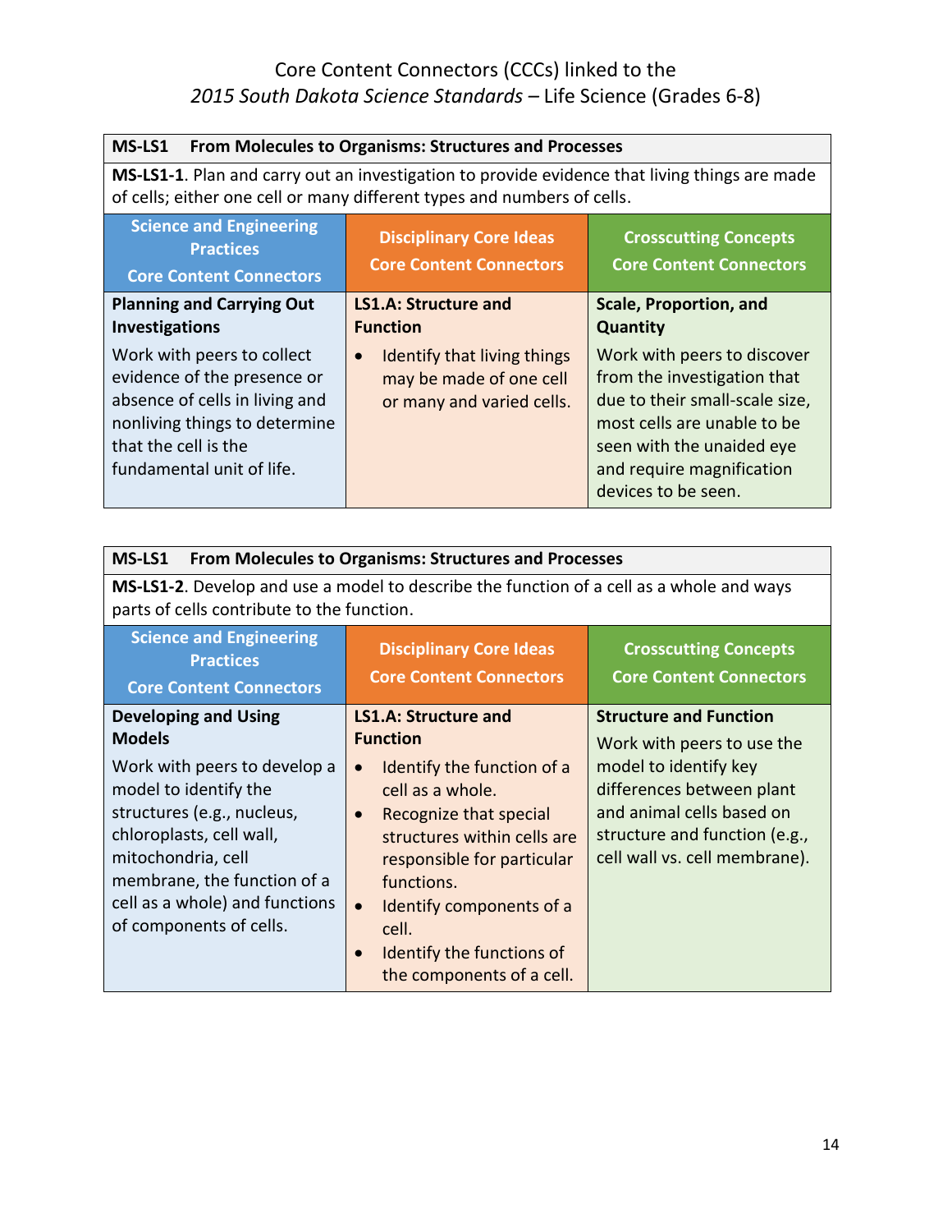Core Content Connectors (CCCs) linked to the
*2015 South Dakota Science Standards* – Life Science (Grades 6-8)

| **MS-LS1 From Molecules to Organisms: Structures and Processes** | | |
|---|---|---|
| **MS-LS1-1**. Plan and carry out an investigation to provide evidence that living things are made of cells; either one cell or many different types and numbers of cells. | | |
| **Science and Engineering Practices Core Content Connectors** | **Disciplinary Core Ideas Core Content Connectors** | **Crosscutting Concepts Core Content Connectors** |
| **Planning and Carrying Out Investigations**<br>Work with peers to collect evidence of the presence or absence of cells in living and nonliving things to determine that the cell is the fundamental unit of life. | **LS1.A: Structure and Function**<br>• Identify that living things may be made of one cell or many and varied cells. | **Scale, Proportion, and Quantity**<br>Work with peers to discover from the investigation that due to their small-scale size, most cells are unable to be seen with the unaided eye and require magnification devices to be seen. |

| **MS-LS1 From Molecules to Organisms: Structures and Processes** | | |
|---|---|---|
| **MS-LS1-2**. Develop and use a model to describe the function of a cell as a whole and ways parts of cells contribute to the function. | | |
| **Science and Engineering Practices Core Content Connectors** | **Disciplinary Core Ideas Core Content Connectors** | **Crosscutting Concepts Core Content Connectors** |
| **Developing and Using Models**<br>Work with peers to develop a model to identify the structures (e.g., nucleus, chloroplasts, cell wall, mitochondria, cell membrane, the function of a cell as a whole) and functions of components of cells. | **LS1.A: Structure and Function**<br>• Identify the function of a cell as a whole.<br>• Recognize that special structures within cells are responsible for particular functions.<br>• Identify components of a cell.<br>• Identify the functions of the components of a cell. | **Structure and Function**<br>Work with peers to use the model to identify key differences between plant and animal cells based on structure and function (e.g., cell wall vs. cell membrane). |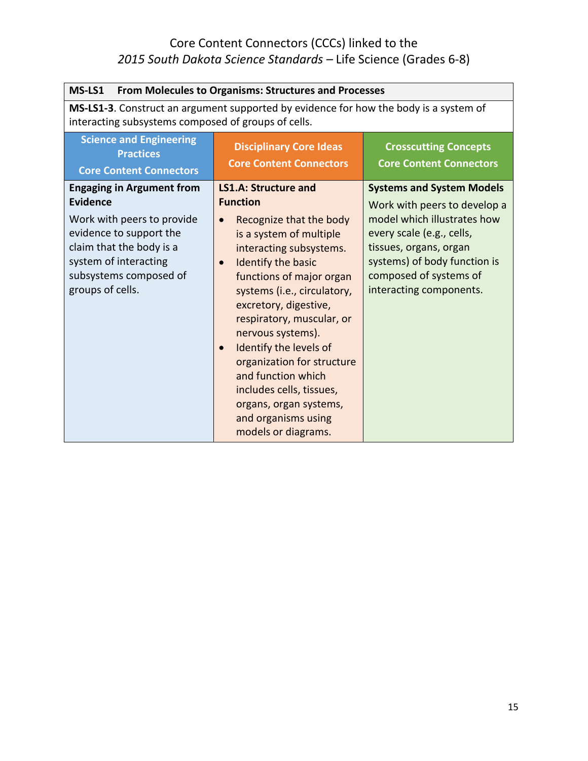Core Content Connectors (CCCs) linked to the
*2015 South Dakota Science Standards* – Life Science (Grades 6-8)

| **MS-LS1 From Molecules to Organisms: Structures and Processes** | | |
|---|---|---|
| **MS-LS1-3**. Construct an argument supported by evidence for how the body is a system of interacting subsystems composed of groups of cells. | | |
| **Science and Engineering Practices Core Content Connectors** | **Disciplinary Core Ideas Core Content Connectors** | **Crosscutting Concepts Core Content Connectors** |
| **Engaging in Argument from Evidence**<br>Work with peers to provide evidence to support the claim that the body is a system of interacting subsystems composed of groups of cells. | **LS1.A: Structure and Function**<br>• Recognize that the body is a system of multiple interacting subsystems.<br>• Identify the basic functions of major organ systems (i.e., circulatory, excretory, digestive, respiratory, muscular, or nervous systems).<br>• Identify the levels of organization for structure and function which includes cells, tissues, organs, organ systems, and organisms using models or diagrams. | **Systems and System Models**<br>Work with peers to develop a model which illustrates how every scale (e.g., cells, tissues, organs, organ systems) of body function is composed of systems of interacting components. |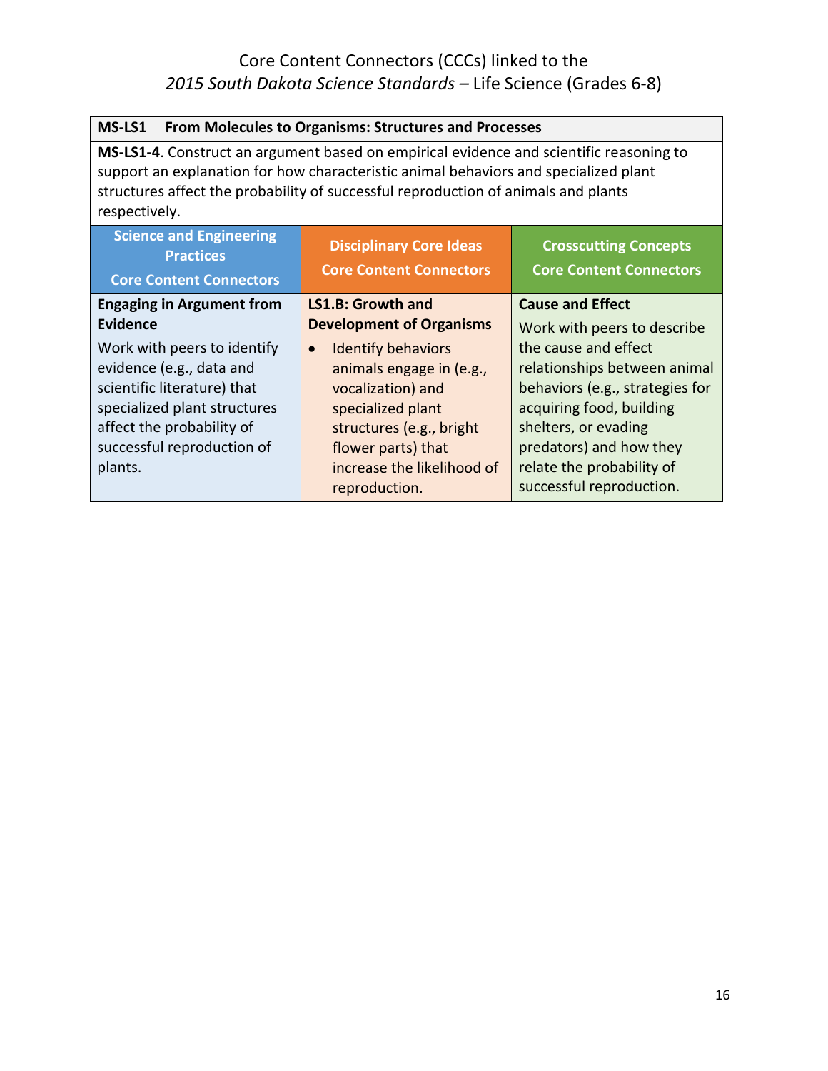# Core Content Connectors (CCCs) linked to the *2015 South Dakota Science Standards* – Life Science (Grades 6-8)

| **MS-LS1 From Molecules to Organisms: Structures and Processes** | | |
|---|---|---|
| **MS-LS1-4**. Construct an argument based on empirical evidence and scientific reasoning to support an explanation for how characteristic animal behaviors and specialized plant structures affect the probability of successful reproduction of animals and plants respectively. | | |
| **Science and Engineering Practices**<br><br>**Core Content Connectors** | **Disciplinary Core Ideas**<br><br>**Core Content Connectors** | **Crosscutting Concepts**<br><br>**Core Content Connectors** |
| **Engaging in Argument from Evidence**<br><br>Work with peers to identify evidence (e.g., data and scientific literature) that specialized plant structures affect the probability of successful reproduction of plants. | **LS1.B: Growth and Development of Organisms**<br><br>• Identify behaviors animals engage in (e.g., vocalization) and specialized plant structures (e.g., bright flower parts) that increase the likelihood of reproduction. | **Cause and Effect**<br><br>Work with peers to describe the cause and effect relationships between animal behaviors (e.g., strategies for acquiring food, building shelters, or evading predators) and how they relate the probability of successful reproduction. |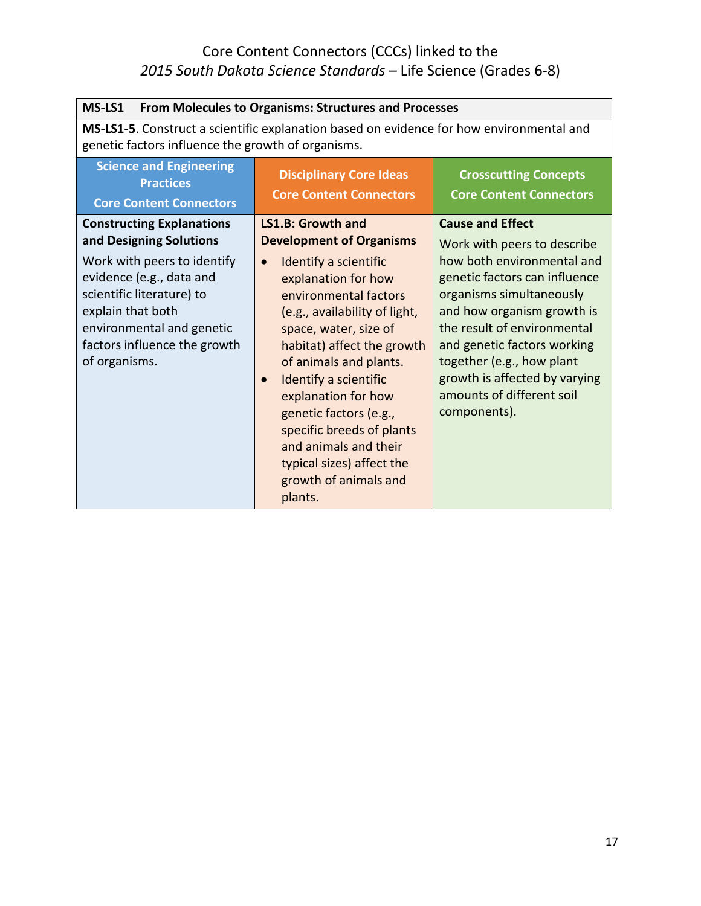# Core Content Connectors (CCCs) linked to the *2015 South Dakota Science Standards* – Life Science (Grades 6-8)

| **MS-LS1 From Molecules to Organisms: Structures and Processes** | | |
|---|---|---|
| **MS-LS1-5**. Construct a scientific explanation based on evidence for how environmental and genetic factors influence the growth of organisms. | | |
| **Science and Engineering Practices Core Content Connectors** | **Disciplinary Core Ideas Core Content Connectors** | **Crosscutting Concepts Core Content Connectors** |
| **Constructing Explanations and Designing Solutions**<br>Work with peers to identify evidence (e.g., data and scientific literature) to explain that both environmental and genetic factors influence the growth of organisms. | **LS1.B: Growth and Development of Organisms**<br>• Identify a scientific explanation for how environmental factors (e.g., availability of light, space, water, size of habitat) affect the growth of animals and plants.<br>• Identify a scientific explanation for how genetic factors (e.g., specific breeds of plants and animals and their typical sizes) affect the growth of animals and plants. | **Cause and Effect**<br>Work with peers to describe how both environmental and genetic factors can influence organisms simultaneously and how organism growth is the result of environmental and genetic factors working together (e.g., how plant growth is affected by varying amounts of different soil components). |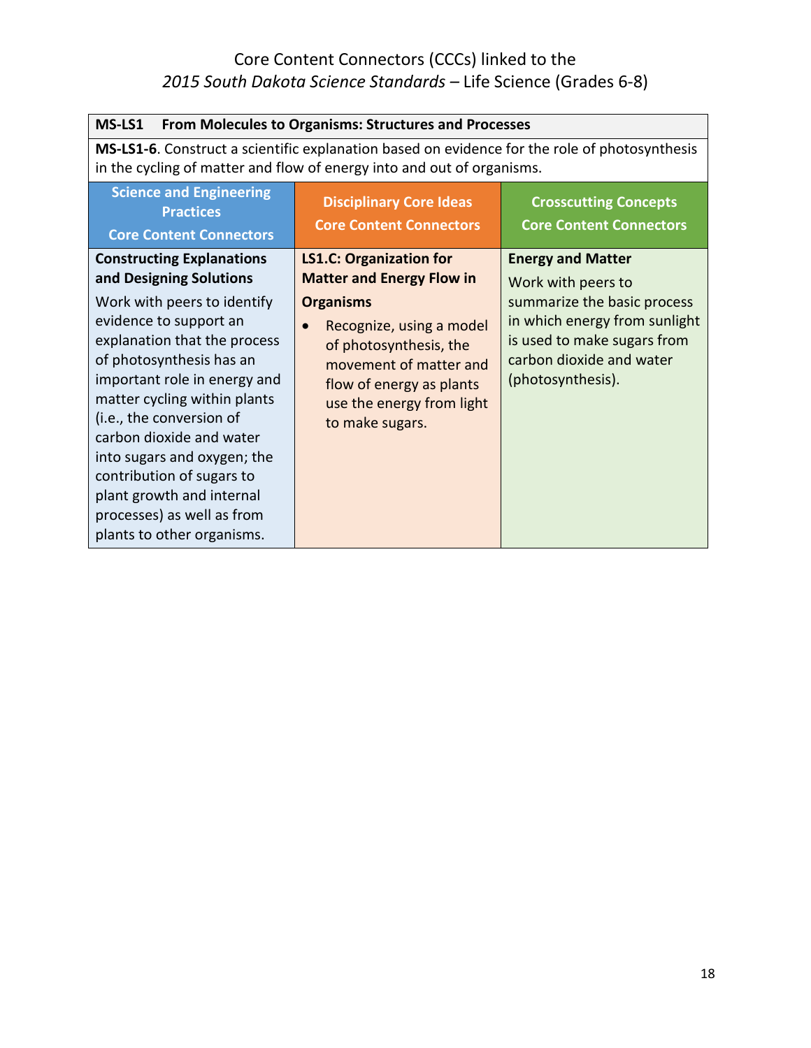# Core Content Connectors (CCCs) linked to the *2015 South Dakota Science Standards* – Life Science (Grades 6-8)

| **MS-LS1 From Molecules to Organisms: Structures and Processes** | | |
|---|---|---|
| **MS-LS1-6**. Construct a scientific explanation based on evidence for the role of photosynthesis in the cycling of matter and flow of energy into and out of organisms. | | |
| **Science and Engineering Practices Core Content Connectors** | **Disciplinary Core Ideas Core Content Connectors** | **Crosscutting Concepts Core Content Connectors** |
| **Constructing Explanations and Designing Solutions**<br>Work with peers to identify evidence to support an explanation that the process of photosynthesis has an important role in energy and matter cycling within plants (i.e., the conversion of carbon dioxide and water into sugars and oxygen; the contribution of sugars to plant growth and internal processes) as well as from plants to other organisms. | **LS1.C: Organization for Matter and Energy Flow in Organisms**<br>• Recognize, using a model of photosynthesis, the movement of matter and flow of energy as plants use the energy from light to make sugars. | **Energy and Matter**<br>Work with peers to summarize the basic process in which energy from sunlight is used to make sugars from carbon dioxide and water (photosynthesis). |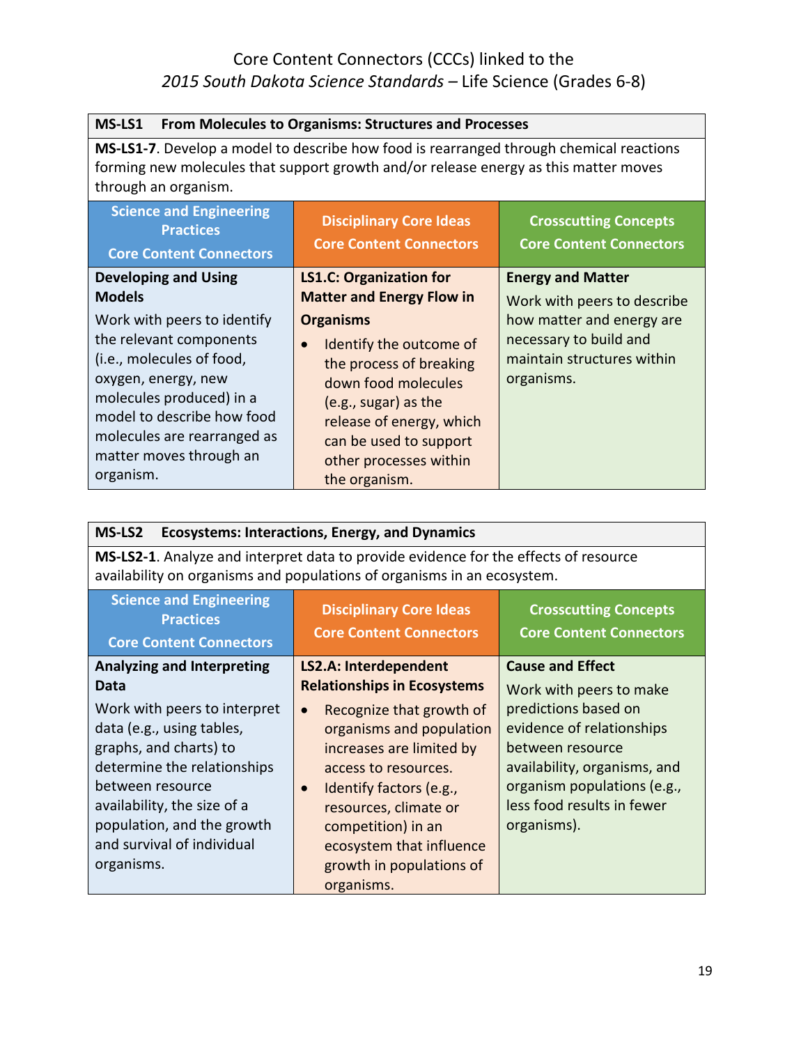# Core Content Connectors (CCCs) linked to the *2015 South Dakota Science Standards* – Life Science (Grades 6-8)

| **MS-LS1 From Molecules to Organisms: Structures and Processes** | | |
|---|---|---|
| **MS-LS1-7**. Develop a model to describe how food is rearranged through chemical reactions forming new molecules that support growth and/or release energy as this matter moves through an organism. | | |
| **Science and Engineering Practices Core Content Connectors** | **Disciplinary Core Ideas Core Content Connectors** | **Crosscutting Concepts Core Content Connectors** |
| **Developing and Using Models** Work with peers to identify the relevant components (i.e., molecules of food, oxygen, energy, new molecules produced) in a model to describe how food molecules are rearranged as matter moves through an organism. | **LS1.C: Organization for Matter and Energy Flow in Organisms** <br>• Identify the outcome of the process of breaking down food molecules (e.g., sugar) as the release of energy, which can be used to support other processes within the organism. | **Energy and Matter** Work with peers to describe how matter and energy are necessary to build and maintain structures within organisms. |

| **MS-LS2 Ecosystems: Interactions, Energy, and Dynamics** | | |
|---|---|---|
| **MS-LS2-1**. Analyze and interpret data to provide evidence for the effects of resource availability on organisms and populations of organisms in an ecosystem. | | |
| **Science and Engineering Practices Core Content Connectors** | **Disciplinary Core Ideas Core Content Connectors** | **Crosscutting Concepts Core Content Connectors** |
| **Analyzing and Interpreting Data** Work with peers to interpret data (e.g., using tables, graphs, and charts) to determine the relationships between resource availability, the size of a population, and the growth and survival of individual organisms. | **LS2.A: Interdependent Relationships in Ecosystems** <br>• Recognize that growth of organisms and population increases are limited by access to resources. <br>• Identify factors (e.g., resources, climate or competition) in an ecosystem that influence growth in populations of organisms. | **Cause and Effect** Work with peers to make predictions based on evidence of relationships between resource availability, organisms, and organism populations (e.g., less food results in fewer organisms). |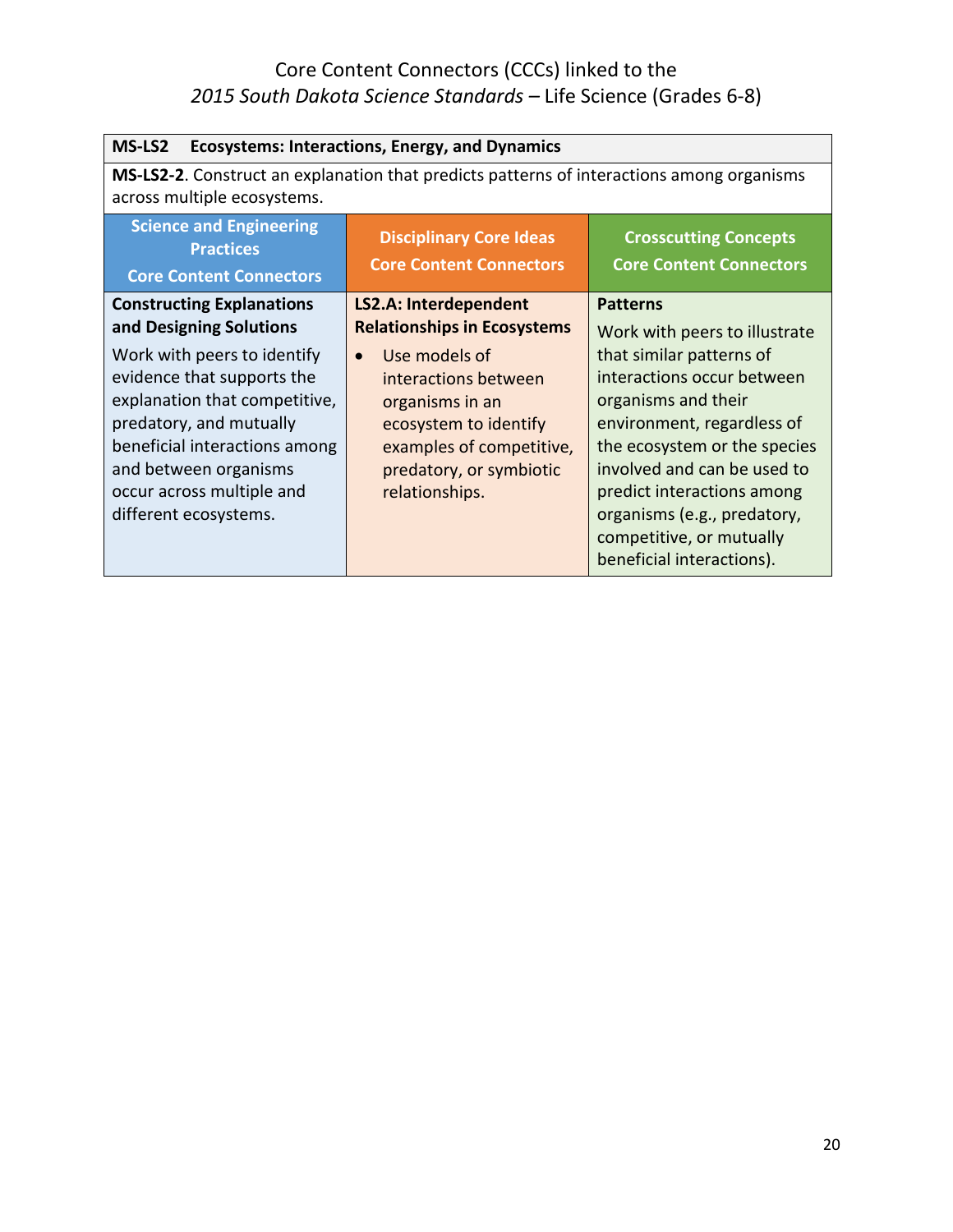Core Content Connectors (CCCs) linked to the
*2015 South Dakota Science Standards* – Life Science (Grades 6-8)

| **MS-LS2 Ecosystems: Interactions, Energy, and Dynamics** | | |
|---|---|---|
| **MS-LS2-2**. Construct an explanation that predicts patterns of interactions among organisms across multiple ecosystems. | | |
| **Science and Engineering Practices Core Content Connectors** | **Disciplinary Core Ideas Core Content Connectors** | **Crosscutting Concepts Core Content Connectors** |
| **Constructing Explanations and Designing Solutions** Work with peers to identify evidence that supports the explanation that competitive, predatory, and mutually beneficial interactions among and between organisms occur across multiple and different ecosystems. | **LS2.A: Interdependent Relationships in Ecosystems** • Use models of interactions between organisms in an ecosystem to identify examples of competitive, predatory, or symbiotic relationships. | **Patterns** Work with peers to illustrate that similar patterns of interactions occur between organisms and their environment, regardless of the ecosystem or the species involved and can be used to predict interactions among organisms (e.g., predatory, competitive, or mutually beneficial interactions). |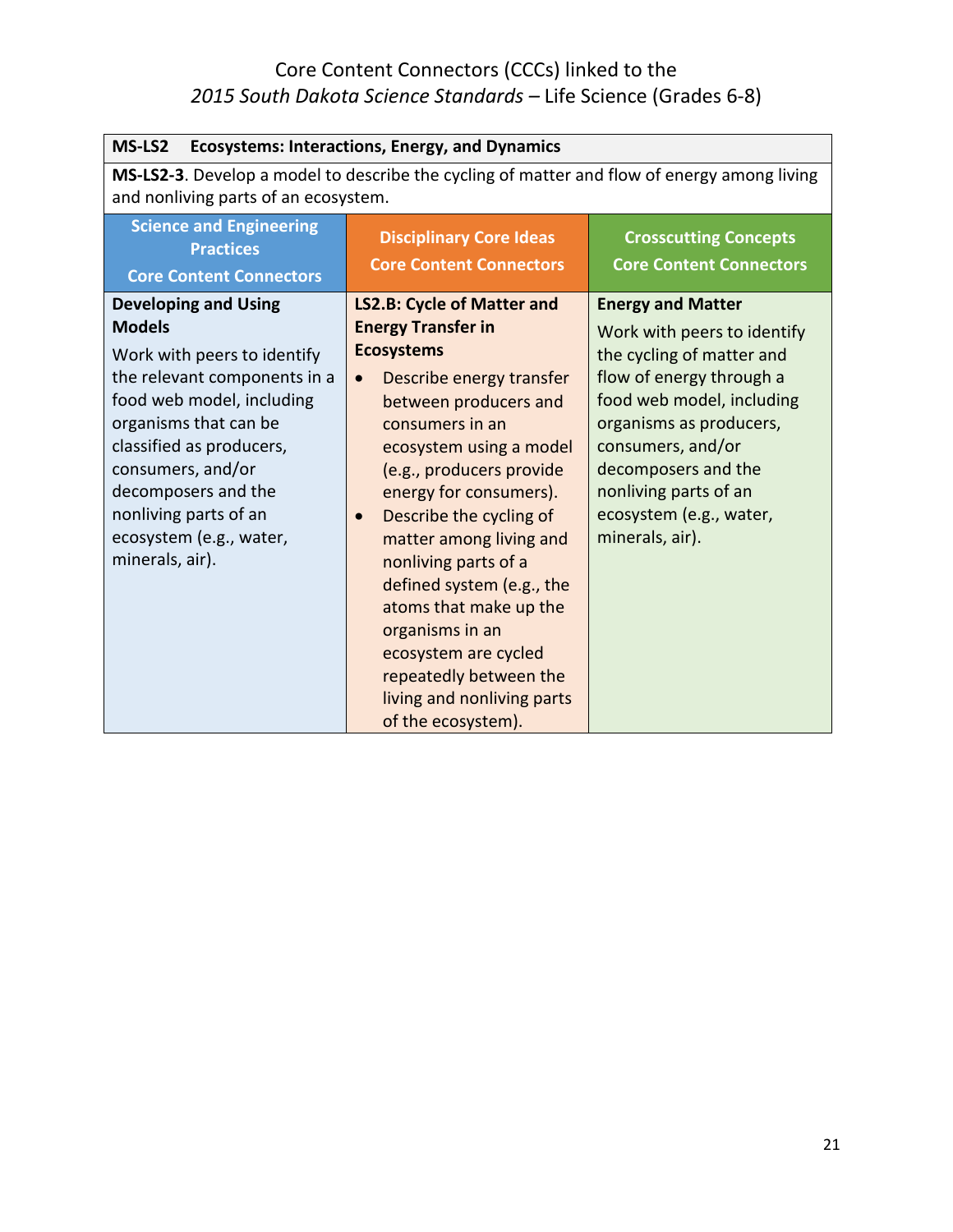Core Content Connectors (CCCs) linked to the
*2015 South Dakota Science Standards* – Life Science (Grades 6-8)

| **MS-LS2 Ecosystems: Interactions, Energy, and Dynamics** | | |
|---|---|---|
| **MS-LS2-3**. Develop a model to describe the cycling of matter and flow of energy among living and nonliving parts of an ecosystem. | | |
| **Science and Engineering Practices Core Content Connectors** | **Disciplinary Core Ideas Core Content Connectors** | **Crosscutting Concepts Core Content Connectors** |
| **Developing and Using Models**<br>Work with peers to identify the relevant components in a food web model, including organisms that can be classified as producers, consumers, and/or decomposers and the nonliving parts of an ecosystem (e.g., water, minerals, air). | **LS2.B: Cycle of Matter and Energy Transfer in Ecosystems**<br>• Describe energy transfer between producers and consumers in an ecosystem using a model (e.g., producers provide energy for consumers).<br>• Describe the cycling of matter among living and nonliving parts of a defined system (e.g., the atoms that make up the organisms in an ecosystem are cycled repeatedly between the living and nonliving parts of the ecosystem). | **Energy and Matter**<br>Work with peers to identify the cycling of matter and flow of energy through a food web model, including organisms as producers, consumers, and/or decomposers and the nonliving parts of an ecosystem (e.g., water, minerals, air). |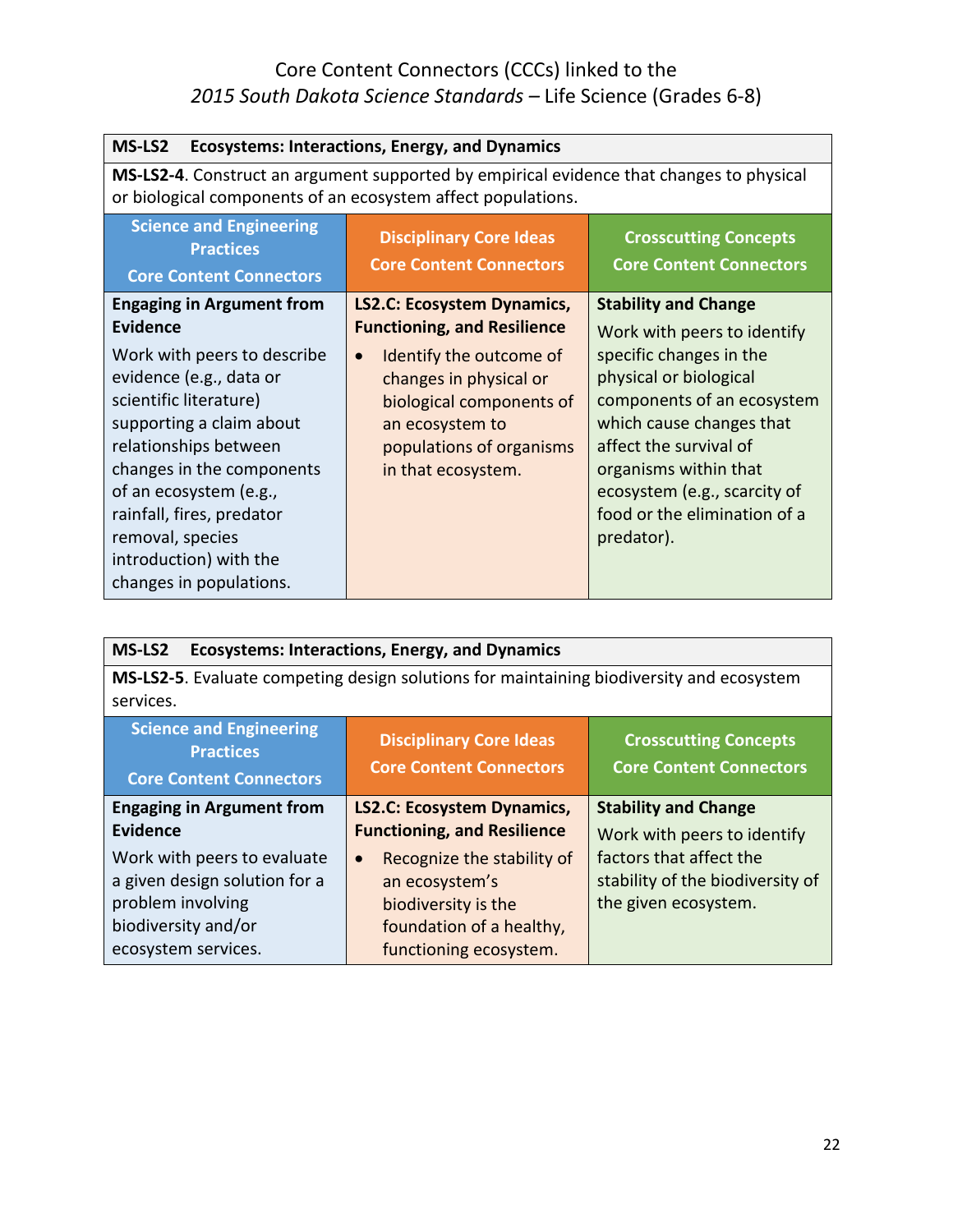Core Content Connectors (CCCs) linked to the
*2015 South Dakota Science Standards* – Life Science (Grades 6-8)

| **MS-LS2 Ecosystems: Interactions, Energy, and Dynamics** | | |
|---|---|---|
| **MS-LS2-4**. Construct an argument supported by empirical evidence that changes to physical or biological components of an ecosystem affect populations. | | |
| **Science and Engineering Practices Core Content Connectors** | **Disciplinary Core Ideas Core Content Connectors** | **Crosscutting Concepts Core Content Connectors** |
| **Engaging in Argument from Evidence**<br>Work with peers to describe evidence (e.g., data or scientific literature) supporting a claim about relationships between changes in the components of an ecosystem (e.g., rainfall, fires, predator removal, species introduction) with the changes in populations. | **LS2.C: Ecosystem Dynamics, Functioning, and Resilience**<br>• Identify the outcome of changes in physical or biological components of an ecosystem to populations of organisms in that ecosystem. | **Stability and Change**<br>Work with peers to identify specific changes in the physical or biological components of an ecosystem which cause changes that affect the survival of organisms within that ecosystem (e.g., scarcity of food or the elimination of a predator). |

| **MS-LS2 Ecosystems: Interactions, Energy, and Dynamics** | | |
|---|---|---|
| **MS-LS2-5**. Evaluate competing design solutions for maintaining biodiversity and ecosystem services. | | |
| **Science and Engineering Practices Core Content Connectors** | **Disciplinary Core Ideas Core Content Connectors** | **Crosscutting Concepts Core Content Connectors** |
| **Engaging in Argument from Evidence**<br>Work with peers to evaluate a given design solution for a problem involving biodiversity and/or ecosystem services. | **LS2.C: Ecosystem Dynamics, Functioning, and Resilience**<br>• Recognize the stability of an ecosystem's biodiversity is the foundation of a healthy, functioning ecosystem. | **Stability and Change**<br>Work with peers to identify factors that affect the stability of the biodiversity of the given ecosystem. |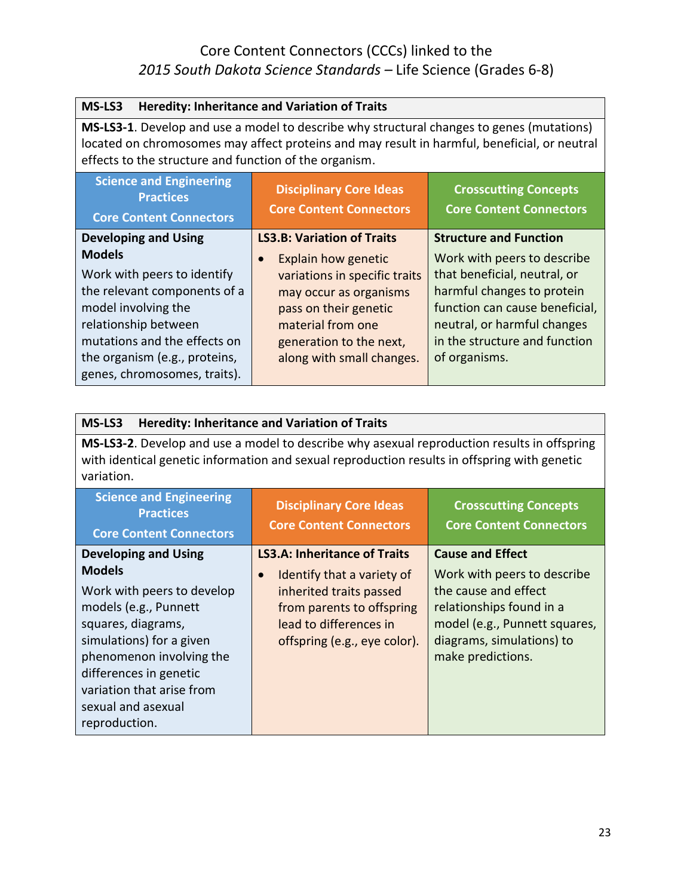# Core Content Connectors (CCCs) linked to the *2015 South Dakota Science Standards* – Life Science (Grades 6-8)

| **MS-LS3 Heredity: Inheritance and Variation of Traits** | | |
|---|---|---|
| **MS-LS3-1**. Develop and use a model to describe why structural changes to genes (mutations) located on chromosomes may affect proteins and may result in harmful, beneficial, or neutral effects to the structure and function of the organism. | | |
| **Science and Engineering Practices Core Content Connectors** | **Disciplinary Core Ideas Core Content Connectors** | **Crosscutting Concepts Core Content Connectors** |
| **Developing and Using Models**<br>Work with peers to identify the relevant components of a model involving the relationship between mutations and the effects on the organism (e.g., proteins, genes, chromosomes, traits). | **LS3.B: Variation of Traits**<br>• Explain how genetic variations in specific traits may occur as organisms pass on their genetic material from one generation to the next, along with small changes. | **Structure and Function**<br>Work with peers to describe that beneficial, neutral, or harmful changes to protein function can cause beneficial, neutral, or harmful changes in the structure and function of organisms. |

| **MS-LS3 Heredity: Inheritance and Variation of Traits** | | |
|---|---|---|
| **MS-LS3-2**. Develop and use a model to describe why asexual reproduction results in offspring with identical genetic information and sexual reproduction results in offspring with genetic variation. | | |
| **Science and Engineering Practices Core Content Connectors** | **Disciplinary Core Ideas Core Content Connectors** | **Crosscutting Concepts Core Content Connectors** |
| **Developing and Using Models**<br>Work with peers to develop models (e.g., Punnett squares, diagrams, simulations) for a given phenomenon involving the differences in genetic variation that arise from sexual and asexual reproduction. | **LS3.A: Inheritance of Traits**<br>• Identify that a variety of inherited traits passed from parents to offspring lead to differences in offspring (e.g., eye color). | **Cause and Effect**<br>Work with peers to describe the cause and effect relationships found in a model (e.g., Punnett squares, diagrams, simulations) to make predictions. |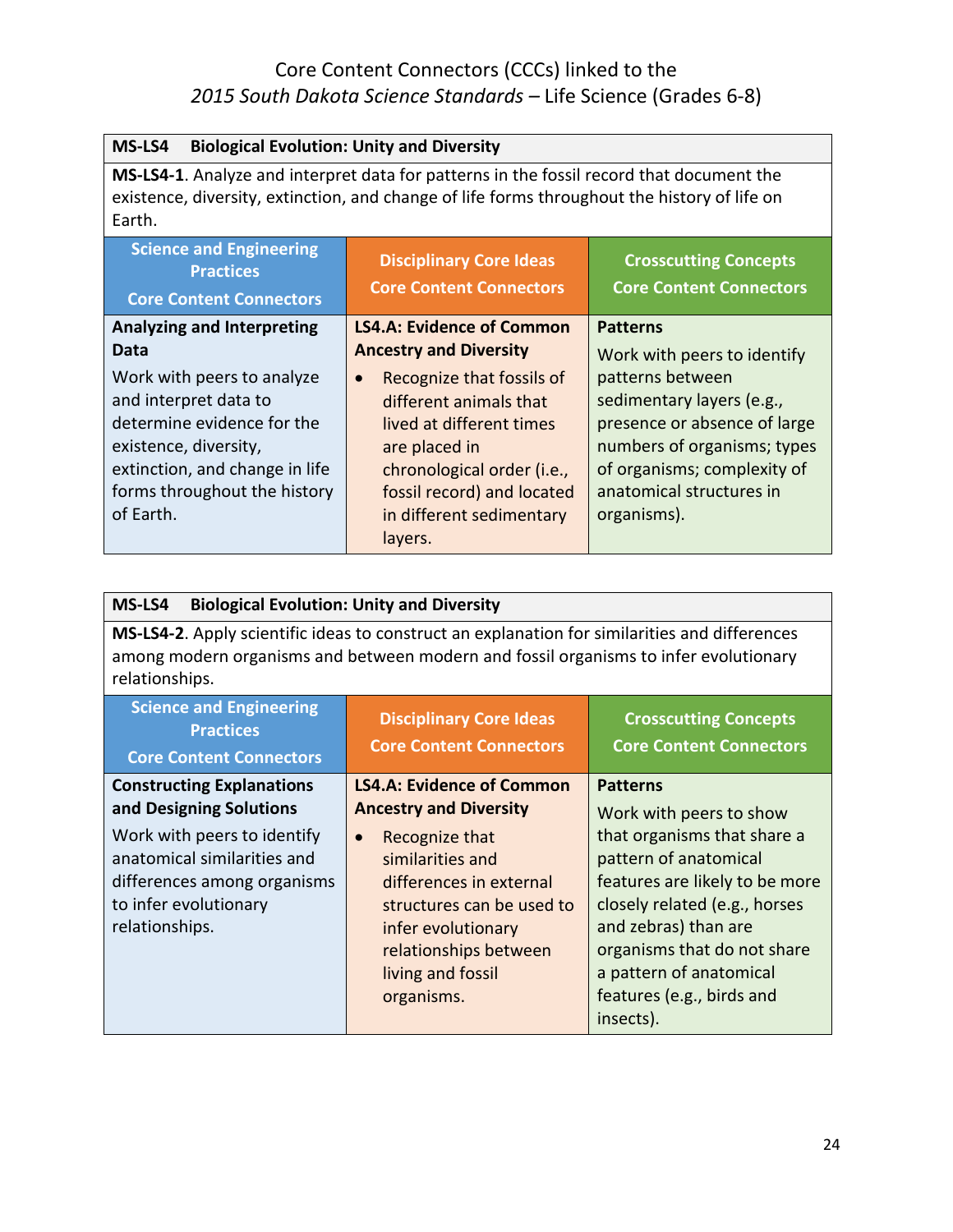# Core Content Connectors (CCCs) linked to the *2015 South Dakota Science Standards* – Life Science (Grades 6-8)

| **MS-LS4 Biological Evolution: Unity and Diversity** | | |
|---|---|---|
| **MS-LS4-1**. Analyze and interpret data for patterns in the fossil record that document the existence, diversity, extinction, and change of life forms throughout the history of life on Earth. | | |
| **Science and Engineering Practices Core Content Connectors** | **Disciplinary Core Ideas Core Content Connectors** | **Crosscutting Concepts Core Content Connectors** |
| **Analyzing and Interpreting Data**<br>Work with peers to analyze and interpret data to determine evidence for the existence, diversity, extinction, and change in life forms throughout the history of Earth. | **LS4.A: Evidence of Common Ancestry and Diversity**<br>• Recognize that fossils of different animals that lived at different times are placed in chronological order (i.e., fossil record) and located in different sedimentary layers. | **Patterns**<br>Work with peers to identify patterns between sedimentary layers (e.g., presence or absence of large numbers of organisms; types of organisms; complexity of anatomical structures in organisms). |

| **MS-LS4 Biological Evolution: Unity and Diversity** | | |
|---|---|---|
| **MS-LS4-2**. Apply scientific ideas to construct an explanation for similarities and differences among modern organisms and between modern and fossil organisms to infer evolutionary relationships. | | |
| **Science and Engineering Practices Core Content Connectors** | **Disciplinary Core Ideas Core Content Connectors** | **Crosscutting Concepts Core Content Connectors** |
| **Constructing Explanations and Designing Solutions**<br>Work with peers to identify anatomical similarities and differences among organisms to infer evolutionary relationships. | **LS4.A: Evidence of Common Ancestry and Diversity**<br>• Recognize that similarities and differences in external structures can be used to infer evolutionary relationships between living and fossil organisms. | **Patterns**<br>Work with peers to show that organisms that share a pattern of anatomical features are likely to be more closely related (e.g., horses and zebras) than are organisms that do not share a pattern of anatomical features (e.g., birds and insects). |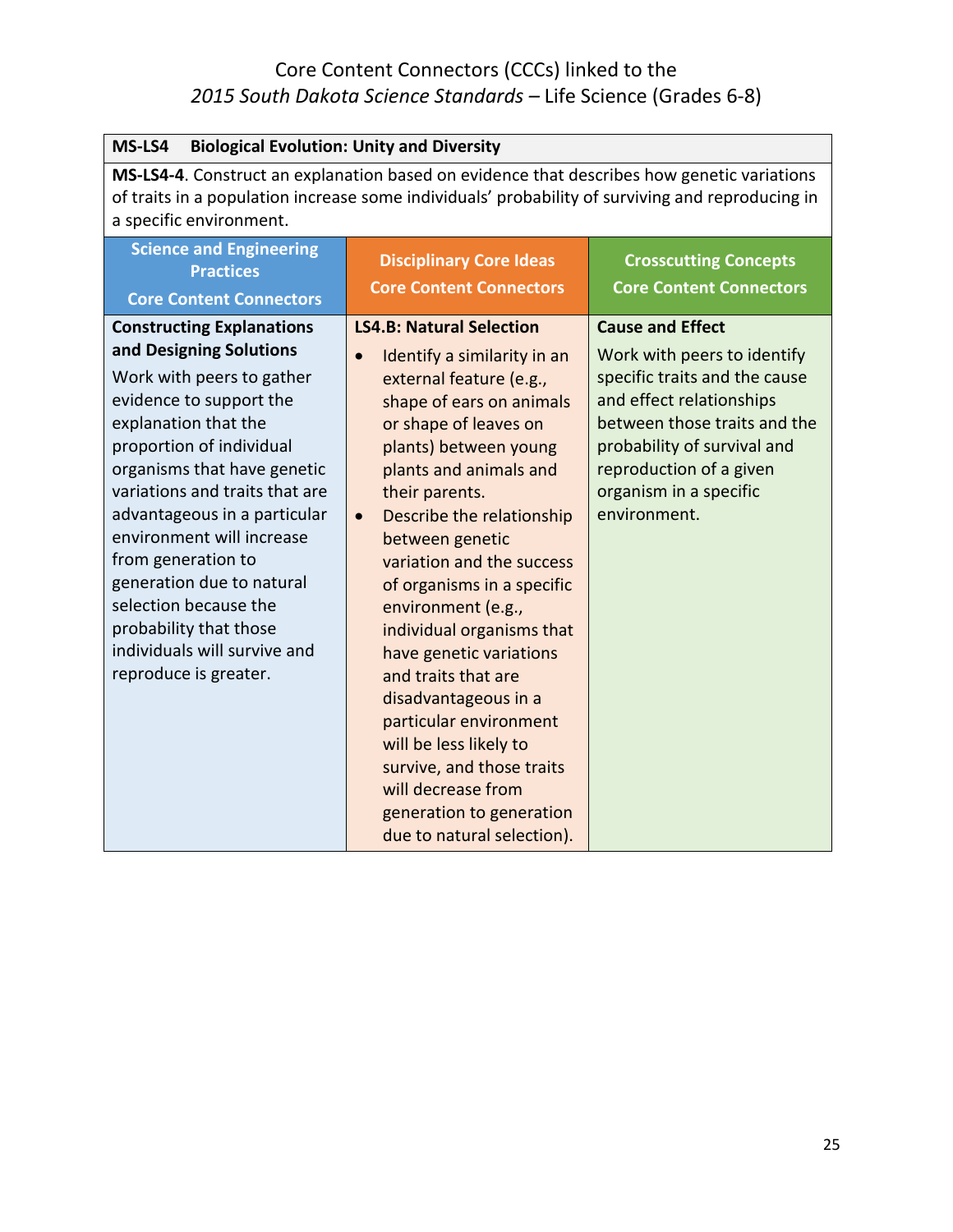# Core Content Connectors (CCCs) linked to the *2015 South Dakota Science Standards* – Life Science (Grades 6-8)

| **MS-LS4 Biological Evolution: Unity and Diversity** | | |
|---|---|---|
| **MS-LS4-4**. Construct an explanation based on evidence that describes how genetic variations of traits in a population increase some individuals' probability of surviving and reproducing in a specific environment. | | |
| **Science and Engineering Practices**<br><br>**Core Content Connectors** | **Disciplinary Core Ideas**<br><br>**Core Content Connectors** | **Crosscutting Concepts**<br><br>**Core Content Connectors** |
| **Constructing Explanations and Designing Solutions**<br><br>Work with peers to gather evidence to support the explanation that the proportion of individual organisms that have genetic variations and traits that are advantageous in a particular environment will increase from generation to generation due to natural selection because the probability that those individuals will survive and reproduce is greater. | **LS4.B: Natural Selection**<br><br>• Identify a similarity in an external feature (e.g., shape of ears on animals or shape of leaves on plants) between young plants and animals and their parents.<br>• Describe the relationship between genetic variation and the success of organisms in a specific environment (e.g., individual organisms that have genetic variations and traits that are disadvantageous in a particular environment will be less likely to survive, and those traits will decrease from generation to generation due to natural selection). | **Cause and Effect**<br><br>Work with peers to identify specific traits and the cause and effect relationships between those traits and the probability of survival and reproduction of a given organism in a specific environment. |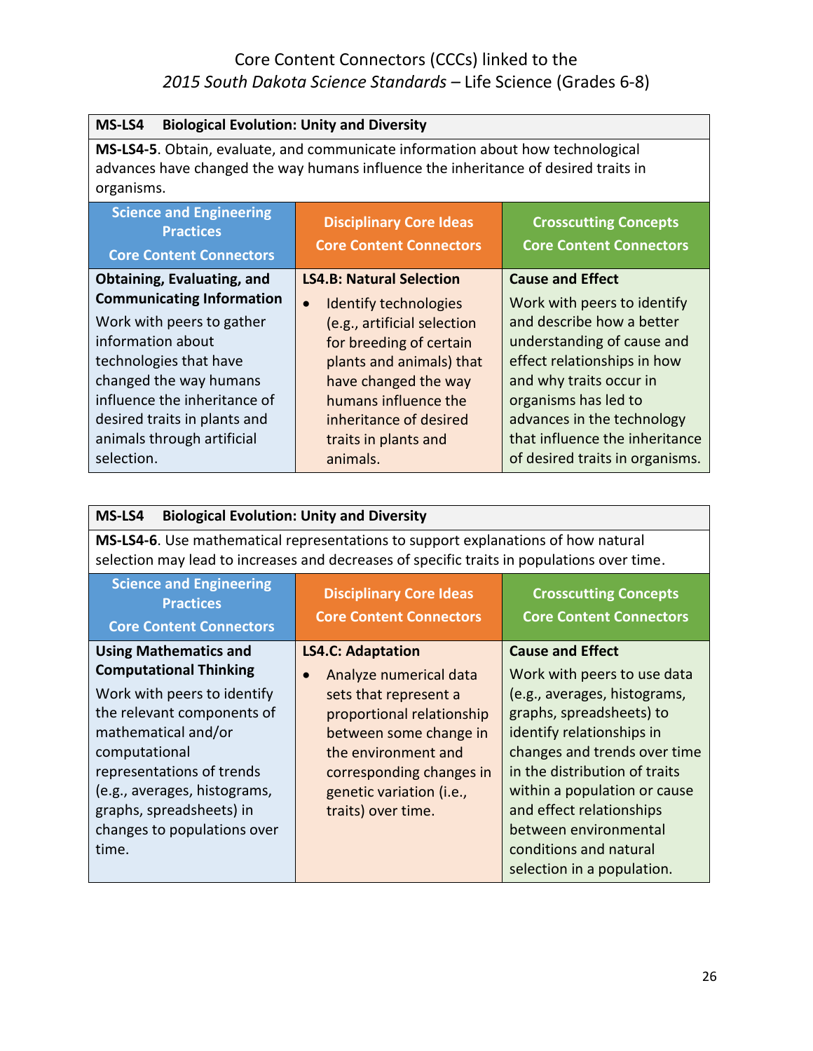# Core Content Connectors (CCCs) linked to the *2015 South Dakota Science Standards* – Life Science (Grades 6-8)

| **MS-LS4 Biological Evolution: Unity and Diversity** | | |
|---|---|---|
| **MS-LS4-5**. Obtain, evaluate, and communicate information about how technological advances have changed the way humans influence the inheritance of desired traits in organisms. | | |
| **Science and Engineering Practices Core Content Connectors** | **Disciplinary Core Ideas Core Content Connectors** | **Crosscutting Concepts Core Content Connectors** |
| **Obtaining, Evaluating, and Communicating Information** Work with peers to gather information about technologies that have changed the way humans influence the inheritance of desired traits in plants and animals through artificial selection. | **LS4.B: Natural Selection** • Identify technologies (e.g., artificial selection for breeding of certain plants and animals) that have changed the way humans influence the inheritance of desired traits in plants and animals. | **Cause and Effect** Work with peers to identify and describe how a better understanding of cause and effect relationships in how and why traits occur in organisms has led to advances in the technology that influence the inheritance of desired traits in organisms. |

| **MS-LS4 Biological Evolution: Unity and Diversity** | | |
|---|---|---|
| **MS-LS4-6**. Use mathematical representations to support explanations of how natural selection may lead to increases and decreases of specific traits in populations over time. | | |
| **Science and Engineering Practices Core Content Connectors** | **Disciplinary Core Ideas Core Content Connectors** | **Crosscutting Concepts Core Content Connectors** |
| **Using Mathematics and Computational Thinking** Work with peers to identify the relevant components of mathematical and/or computational representations of trends (e.g., averages, histograms, graphs, spreadsheets) in changes to populations over time. | **LS4.C: Adaptation** • Analyze numerical data sets that represent a proportional relationship between some change in the environment and corresponding changes in genetic variation (i.e., traits) over time. | **Cause and Effect** Work with peers to use data (e.g., averages, histograms, graphs, spreadsheets) to identify relationships in changes and trends over time in the distribution of traits within a population or cause and effect relationships between environmental conditions and natural selection in a population. |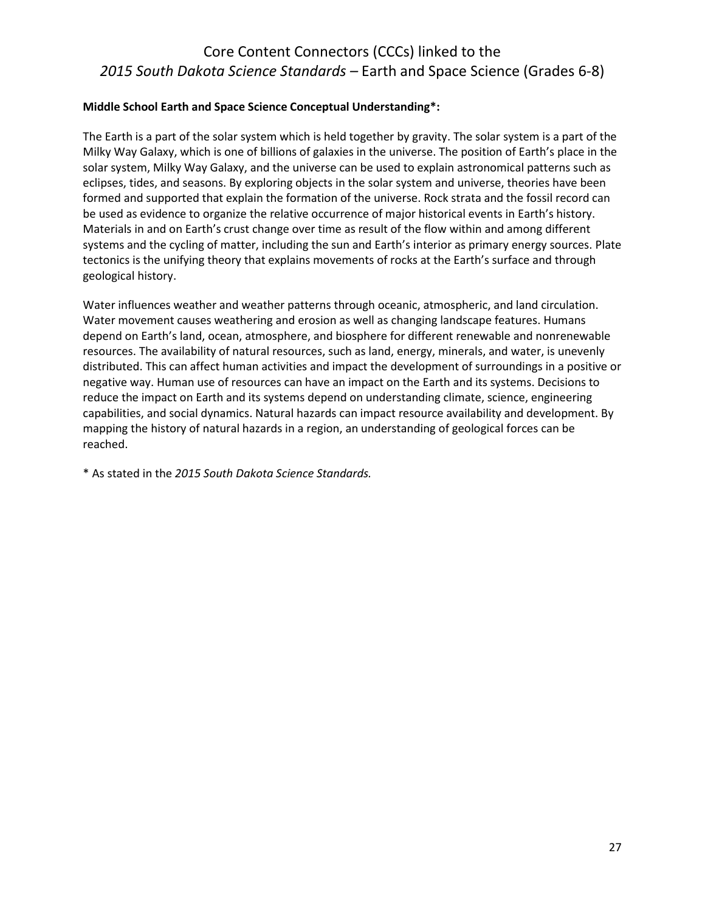# Core Content Connectors (CCCs) linked to the *2015 South Dakota Science Standards* – Earth and Space Science (Grades 6-8)

**Middle School Earth and Space Science Conceptual Understanding*:**

The Earth is a part of the solar system which is held together by gravity. The solar system is a part of the Milky Way Galaxy, which is one of billions of galaxies in the universe. The position of Earth's place in the solar system, Milky Way Galaxy, and the universe can be used to explain astronomical patterns such as eclipses, tides, and seasons. By exploring objects in the solar system and universe, theories have been formed and supported that explain the formation of the universe. Rock strata and the fossil record can be used as evidence to organize the relative occurrence of major historical events in Earth's history. Materials in and on Earth's crust change over time as result of the flow within and among different systems and the cycling of matter, including the sun and Earth's interior as primary energy sources. Plate tectonics is the unifying theory that explains movements of rocks at the Earth's surface and through geological history.

Water influences weather and weather patterns through oceanic, atmospheric, and land circulation. Water movement causes weathering and erosion as well as changing landscape features. Humans depend on Earth's land, ocean, atmosphere, and biosphere for different renewable and nonrenewable resources. The availability of natural resources, such as land, energy, minerals, and water, is unevenly distributed. This can affect human activities and impact the development of surroundings in a positive or negative way. Human use of resources can have an impact on the Earth and its systems. Decisions to reduce the impact on Earth and its systems depend on understanding climate, science, engineering capabilities, and social dynamics. Natural hazards can impact resource availability and development. By mapping the history of natural hazards in a region, an understanding of geological forces can be reached.

* As stated in the *2015 South Dakota Science Standards.*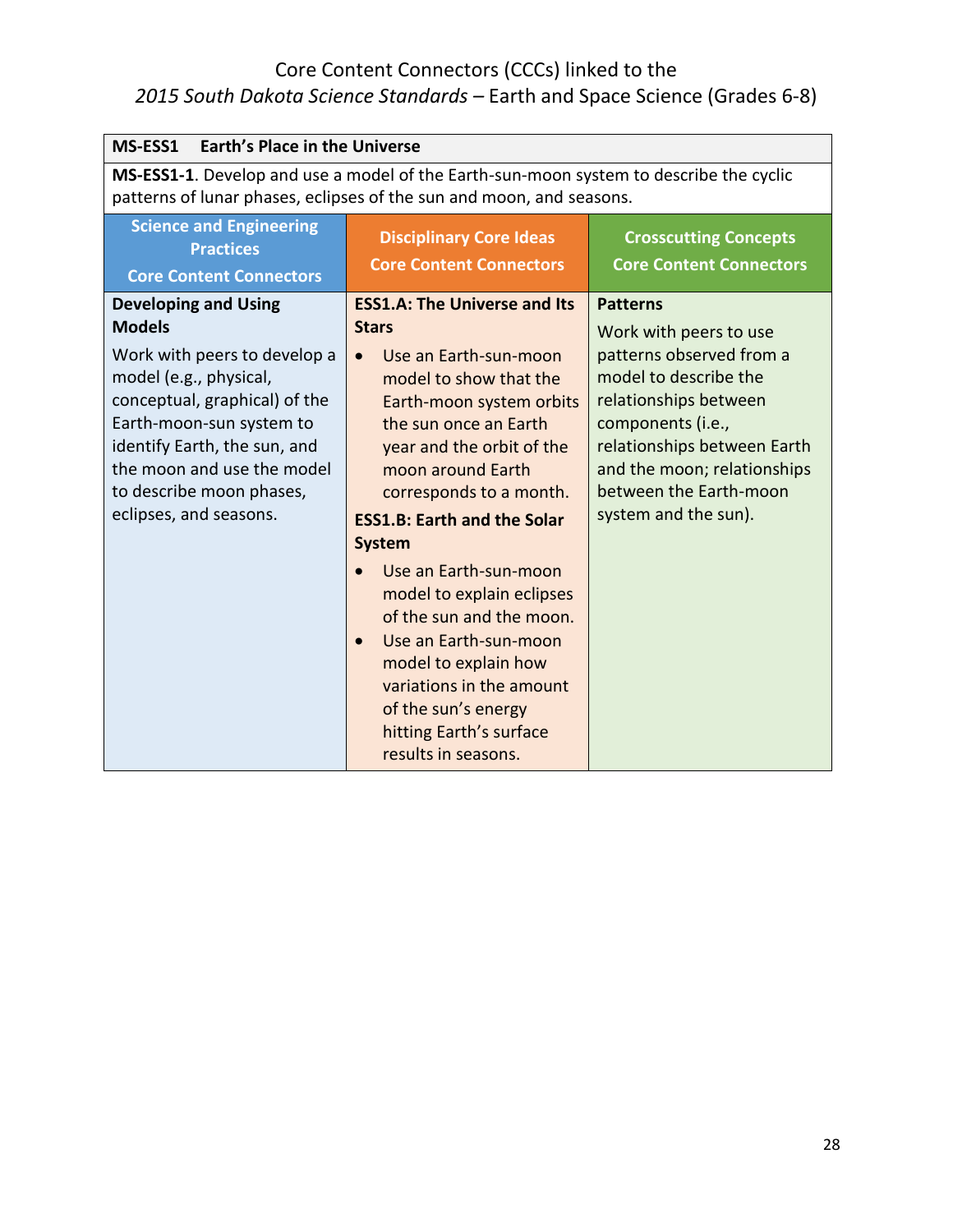# Core Content Connectors (CCCs) linked to the *2015 South Dakota Science Standards* – Earth and Space Science (Grades 6-8)

| **MS-ESS1 Earth's Place in the Universe** | | |
|---|---|---|
| **MS-ESS1-1**. Develop and use a model of the Earth-sun-moon system to describe the cyclic patterns of lunar phases, eclipses of the sun and moon, and seasons. | | |
| **Science and Engineering Practices Core Content Connectors** | **Disciplinary Core Ideas Core Content Connectors** | **Crosscutting Concepts Core Content Connectors** |
| **Developing and Using Models**<br>Work with peers to develop a model (e.g., physical, conceptual, graphical) of the Earth-moon-sun system to identify Earth, the sun, and the moon and use the model to describe moon phases, eclipses, and seasons. | **ESS1.A: The Universe and Its Stars**<br>• Use an Earth-sun-moon model to show that the Earth-moon system orbits the sun once an Earth year and the orbit of the moon around Earth corresponds to a month.<br>**ESS1.B: Earth and the Solar System**<br>• Use an Earth-sun-moon model to explain eclipses of the sun and the moon.<br>• Use an Earth-sun-moon model to explain how variations in the amount of the sun's energy hitting Earth's surface results in seasons. | **Patterns**<br>Work with peers to use patterns observed from a model to describe the relationships between components (i.e., relationships between Earth and the moon; relationships between the Earth-moon system and the sun). |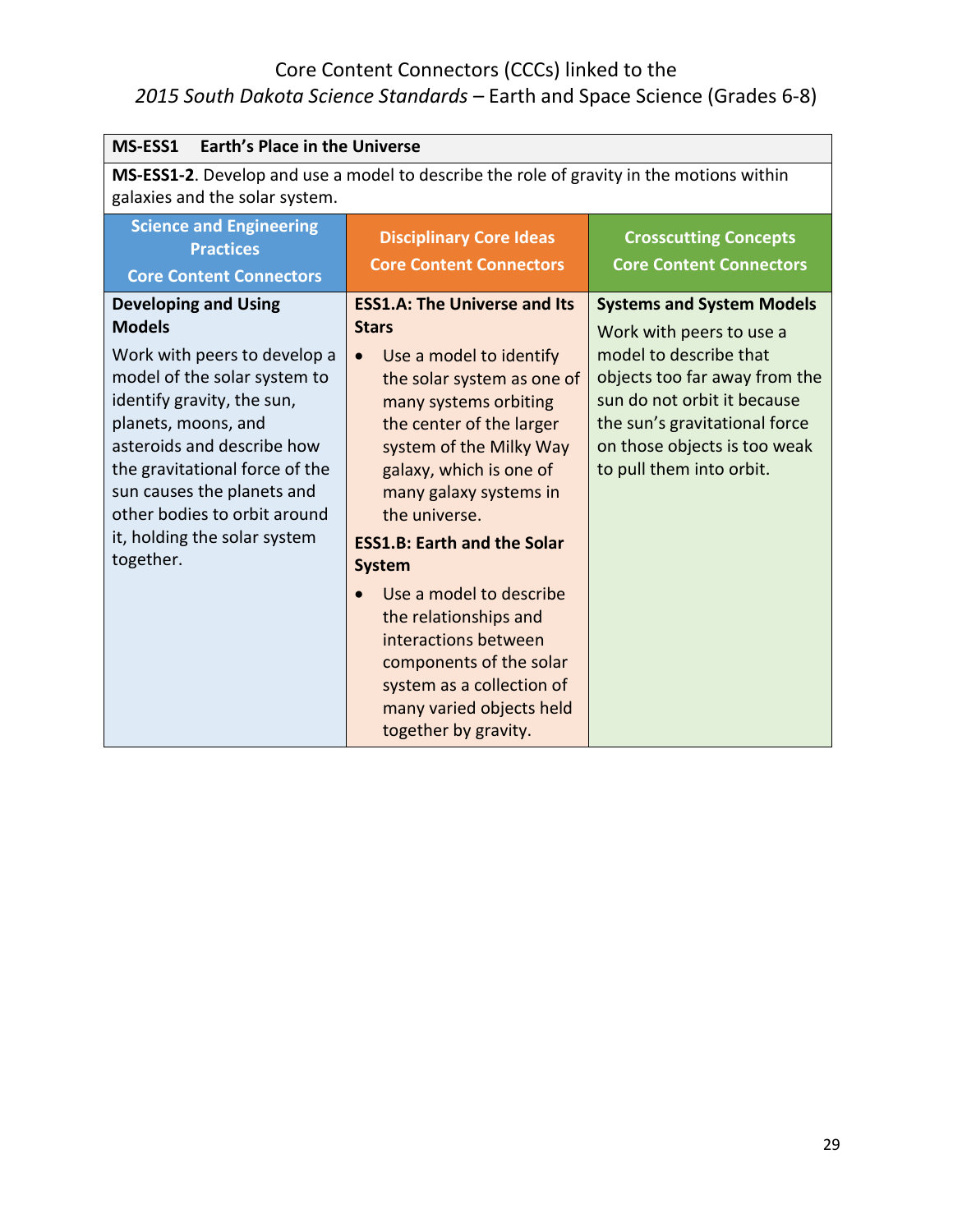Core Content Connectors (CCCs) linked to the
*2015 South Dakota Science Standards* – Earth and Space Science (Grades 6-8)

| **MS-ESS1 Earth's Place in the Universe** | | |
|---|---|---|
| **MS-ESS1-2**. Develop and use a model to describe the role of gravity in the motions within galaxies and the solar system. | | |
| **Science and Engineering Practices Core Content Connectors** | **Disciplinary Core Ideas Core Content Connectors** | **Crosscutting Concepts Core Content Connectors** |
| **Developing and Using Models**<br>Work with peers to develop a model of the solar system to identify gravity, the sun, planets, moons, and asteroids and describe how the gravitational force of the sun causes the planets and other bodies to orbit around it, holding the solar system together. | **ESS1.A: The Universe and Its Stars**<br>• Use a model to identify the solar system as one of many systems orbiting the center of the larger system of the Milky Way galaxy, which is one of many galaxy systems in the universe.<br>**ESS1.B: Earth and the Solar System**<br>• Use a model to describe the relationships and interactions between components of the solar system as a collection of many varied objects held together by gravity. | **Systems and System Models**<br>Work with peers to use a model to describe that objects too far away from the sun do not orbit it because the sun's gravitational force on those objects is too weak to pull them into orbit. |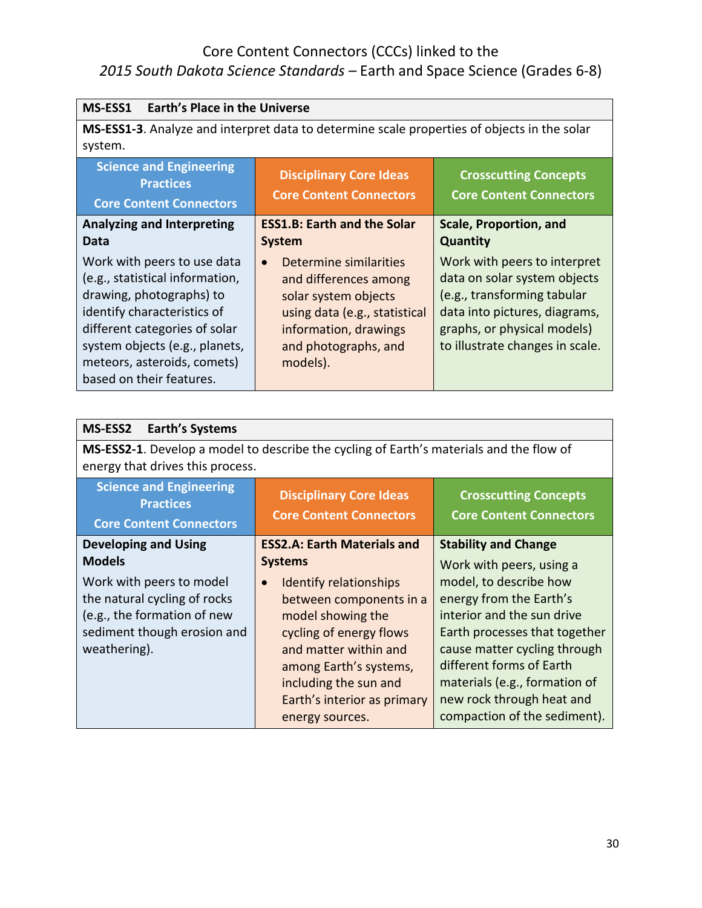# Core Content Connectors (CCCs) linked to the *2015 South Dakota Science Standards* – Earth and Space Science (Grades 6-8)

| **MS-ESS1 Earth's Place in the Universe** | | |
|---|---|---|
| **MS-ESS1-3**. Analyze and interpret data to determine scale properties of objects in the solar system. | | |
| **Science and Engineering Practices Core Content Connectors** | **Disciplinary Core Ideas Core Content Connectors** | **Crosscutting Concepts Core Content Connectors** |
| **Analyzing and Interpreting Data**<br>Work with peers to use data (e.g., statistical information, drawing, photographs) to identify characteristics of different categories of solar system objects (e.g., planets, meteors, asteroids, comets) based on their features. | **ESS1.B: Earth and the Solar System**<br>• Determine similarities and differences among solar system objects using data (e.g., statistical information, drawings and photographs, and models). | **Scale, Proportion, and Quantity**<br>Work with peers to interpret data on solar system objects (e.g., transforming tabular data into pictures, diagrams, graphs, or physical models) to illustrate changes in scale. |

| **MS-ESS2 Earth's Systems** | | |
|---|---|---|
| **MS-ESS2-1**. Develop a model to describe the cycling of Earth's materials and the flow of energy that drives this process. | | |
| **Science and Engineering Practices Core Content Connectors** | **Disciplinary Core Ideas Core Content Connectors** | **Crosscutting Concepts Core Content Connectors** |
| **Developing and Using Models**<br>Work with peers to model the natural cycling of rocks (e.g., the formation of new sediment though erosion and weathering). | **ESS2.A: Earth Materials and Systems**<br>• Identify relationships between components in a model showing the cycling of energy flows and matter within and among Earth's systems, including the sun and Earth's interior as primary energy sources. | **Stability and Change**<br>Work with peers, using a model, to describe how energy from the Earth's interior and the sun drive Earth processes that together cause matter cycling through different forms of Earth materials (e.g., formation of new rock through heat and compaction of the sediment). |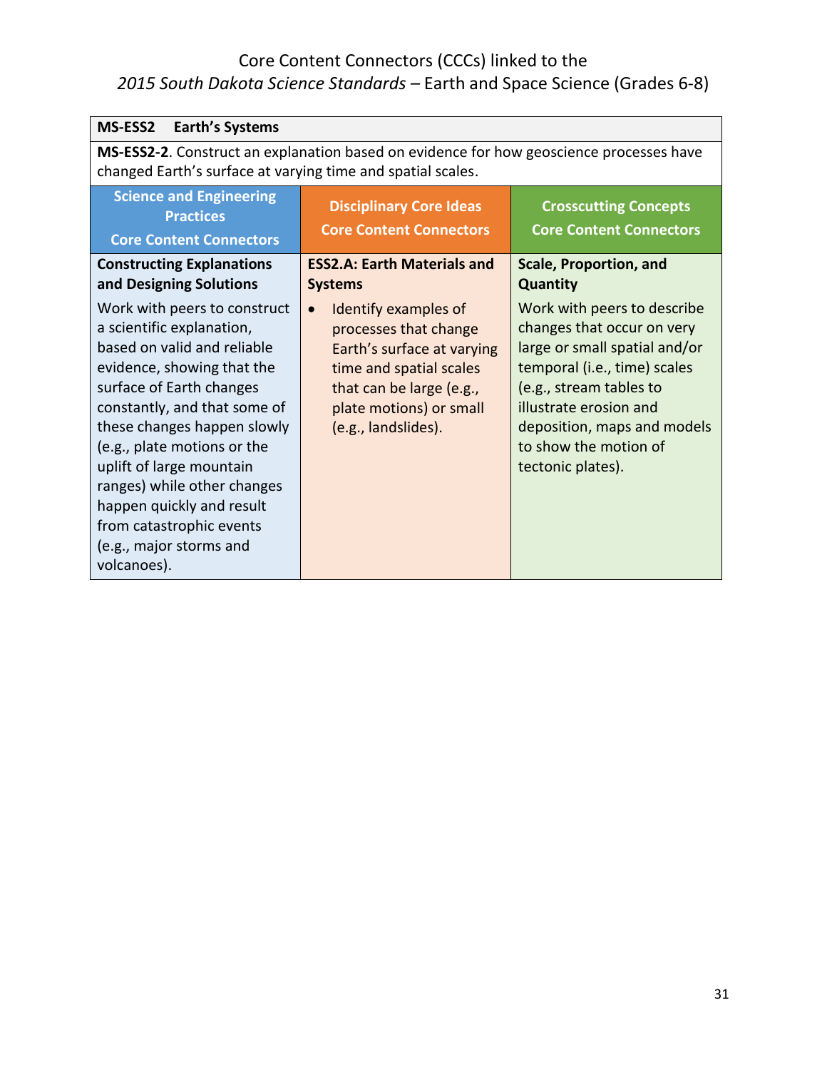# Core Content Connectors (CCCs) linked to the *2015 South Dakota Science Standards* – Earth and Space Science (Grades 6-8)

| **MS-ESS2 Earth's Systems** | | |
|---|---|---|
| **MS-ESS2-2**. Construct an explanation based on evidence for how geoscience processes have changed Earth's surface at varying time and spatial scales. | | |
| **Science and Engineering Practices Core Content Connectors** | **Disciplinary Core Ideas Core Content Connectors** | **Crosscutting Concepts Core Content Connectors** |
| **Constructing Explanations and Designing Solutions**<br>Work with peers to construct a scientific explanation, based on valid and reliable evidence, showing that the surface of Earth changes constantly, and that some of these changes happen slowly (e.g., plate motions or the uplift of large mountain ranges) while other changes happen quickly and result from catastrophic events (e.g., major storms and volcanoes). | **ESS2.A: Earth Materials and Systems**<br>• Identify examples of processes that change Earth's surface at varying time and spatial scales that can be large (e.g., plate motions) or small (e.g., landslides). | **Scale, Proportion, and Quantity**<br>Work with peers to describe changes that occur on very large or small spatial and/or temporal (i.e., time) scales (e.g., stream tables to illustrate erosion and deposition, maps and models to show the motion of tectonic plates). |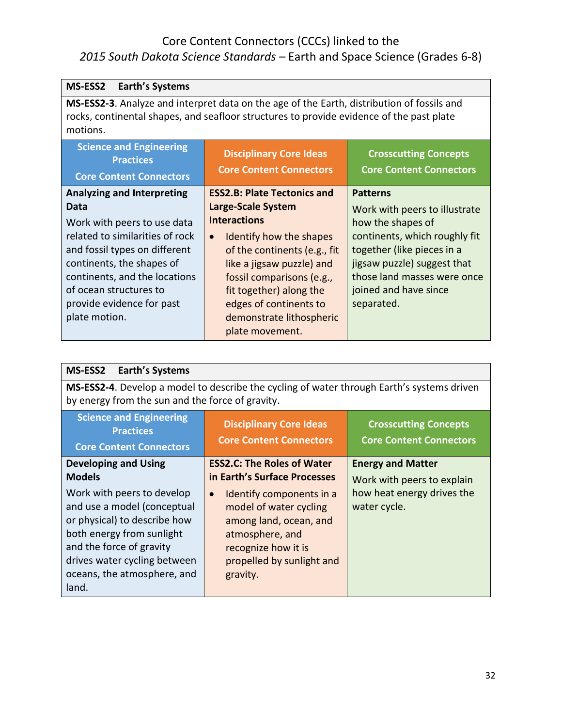# Core Content Connectors (CCCs) linked to the *2015 South Dakota Science Standards* – Earth and Space Science (Grades 6-8)

| **MS-ESS2 Earth's Systems** | | |
|---|---|---|
| **MS-ESS2-3**. Analyze and interpret data on the age of the Earth, distribution of fossils and rocks, continental shapes, and seafloor structures to provide evidence of the past plate motions. | | |
| **Science and Engineering Practices Core Content Connectors** | **Disciplinary Core Ideas Core Content Connectors** | **Crosscutting Concepts Core Content Connectors** |
| **Analyzing and Interpreting Data**<br>Work with peers to use data related to similarities of rock and fossil types on different continents, the shapes of continents, and the locations of ocean structures to provide evidence for past plate motion. | **ESS2.B: Plate Tectonics and Large-Scale System Interactions**<br>• Identify how the shapes of the continents (e.g., fit like a jigsaw puzzle) and fossil comparisons (e.g., fit together) along the edges of continents to demonstrate lithospheric plate movement. | **Patterns**<br>Work with peers to illustrate how the shapes of continents, which roughly fit together (like pieces in a jigsaw puzzle) suggest that those land masses were once joined and have since separated. |

| **MS-ESS2 Earth's Systems** | | |
|---|---|---|
| **MS-ESS2-4**. Develop a model to describe the cycling of water through Earth's systems driven by energy from the sun and the force of gravity. | | |
| **Science and Engineering Practices Core Content Connectors** | **Disciplinary Core Ideas Core Content Connectors** | **Crosscutting Concepts Core Content Connectors** |
| **Developing and Using Models**<br>Work with peers to develop and use a model (conceptual or physical) to describe how both energy from sunlight and the force of gravity drives water cycling between oceans, the atmosphere, and land. | **ESS2.C: The Roles of Water in Earth's Surface Processes**<br>• Identify components in a model of water cycling among land, ocean, and atmosphere, and recognize how it is propelled by sunlight and gravity. | **Energy and Matter**<br>Work with peers to explain how heat energy drives the water cycle. |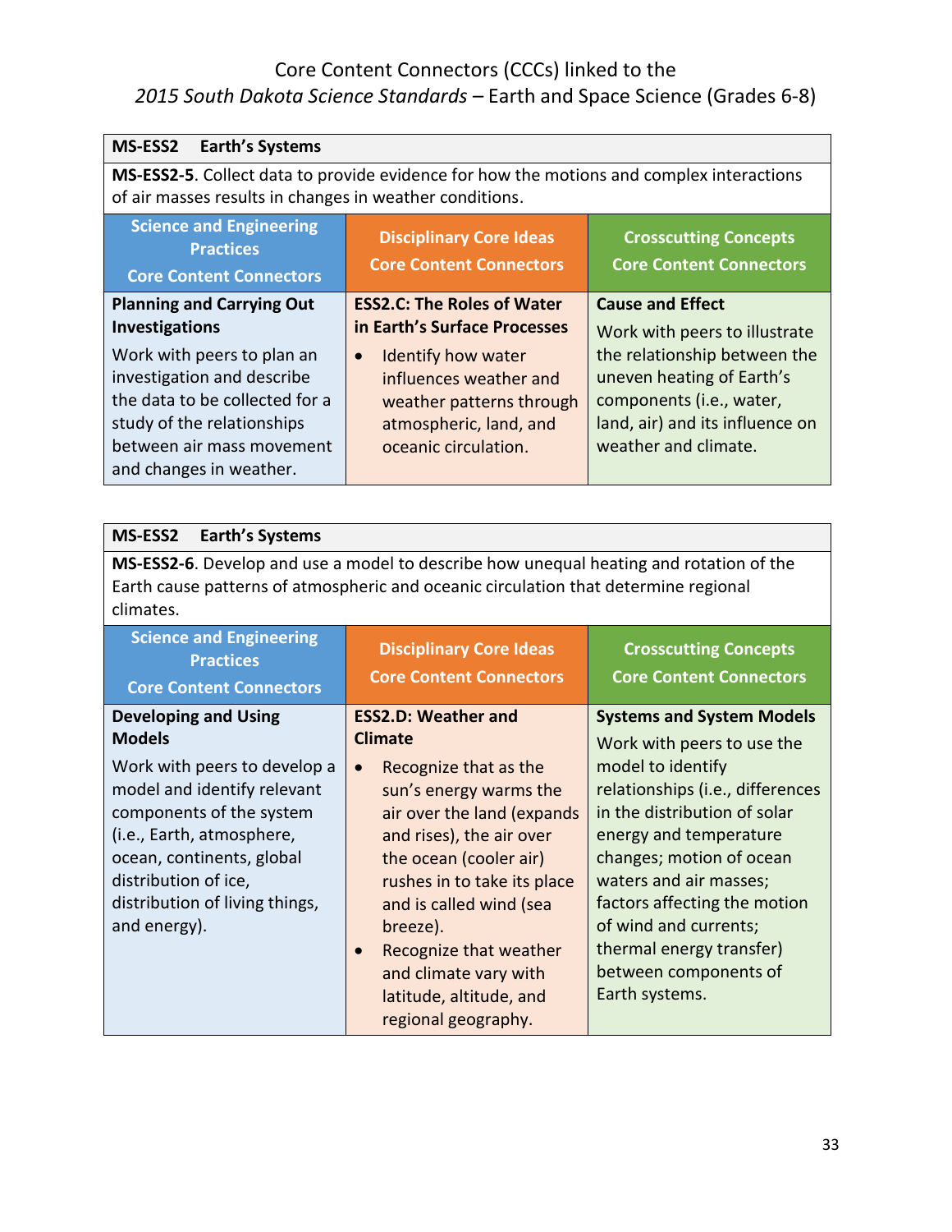Core Content Connectors (CCCs) linked to the
*2015 South Dakota Science Standards* – Earth and Space Science (Grades 6-8)

| **MS-ESS2 Earth's Systems** | | |
|---|---|---|
| **MS-ESS2-5**. Collect data to provide evidence for how the motions and complex interactions of air masses results in changes in weather conditions. | | |
| **Science and Engineering Practices Core Content Connectors** | **Disciplinary Core Ideas Core Content Connectors** | **Crosscutting Concepts Core Content Connectors** |
| **Planning and Carrying Out Investigations** Work with peers to plan an investigation and describe the data to be collected for a study of the relationships between air mass movement and changes in weather. | **ESS2.C: The Roles of Water in Earth's Surface Processes** • Identify how water influences weather and weather patterns through atmospheric, land, and oceanic circulation. | **Cause and Effect** Work with peers to illustrate the relationship between the uneven heating of Earth's components (i.e., water, land, air) and its influence on weather and climate. |

| **MS-ESS2 Earth's Systems** | | |
|---|---|---|
| **MS-ESS2-6**. Develop and use a model to describe how unequal heating and rotation of the Earth cause patterns of atmospheric and oceanic circulation that determine regional climates. | | |
| **Science and Engineering Practices Core Content Connectors** | **Disciplinary Core Ideas Core Content Connectors** | **Crosscutting Concepts Core Content Connectors** |
| **Developing and Using Models** Work with peers to develop a model and identify relevant components of the system (i.e., Earth, atmosphere, ocean, continents, global distribution of ice, distribution of living things, and energy). | **ESS2.D: Weather and Climate** • Recognize that as the sun's energy warms the air over the land (expands and rises), the air over the ocean (cooler air) rushes in to take its place and is called wind (sea breeze). • Recognize that weather and climate vary with latitude, altitude, and regional geography. | **Systems and System Models** Work with peers to use the model to identify relationships (i.e., differences in the distribution of solar energy and temperature changes; motion of ocean waters and air masses; factors affecting the motion of wind and currents; thermal energy transfer) between components of Earth systems. |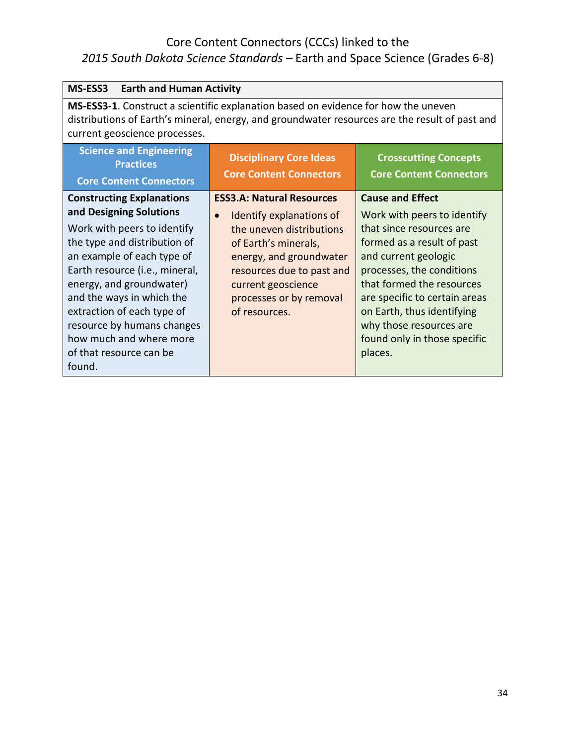# Core Content Connectors (CCCs) linked to the *2015 South Dakota Science Standards* – Earth and Space Science (Grades 6-8)

| **MS-ESS3 Earth and Human Activity** | | |
|---|---|---|
| **MS-ESS3-1**. Construct a scientific explanation based on evidence for how the uneven distributions of Earth's mineral, energy, and groundwater resources are the result of past and current geoscience processes. | | |
| **Science and Engineering Practices Core Content Connectors** | **Disciplinary Core Ideas Core Content Connectors** | **Crosscutting Concepts Core Content Connectors** |
| **Constructing Explanations and Designing Solutions** Work with peers to identify the type and distribution of an example of each type of Earth resource (i.e., mineral, energy, and groundwater) and the ways in which the extraction of each type of resource by humans changes how much and where more of that resource can be found. | **ESS3.A: Natural Resources** • Identify explanations of the uneven distributions of Earth's minerals, energy, and groundwater resources due to past and current geoscience processes or by removal of resources. | **Cause and Effect** Work with peers to identify that since resources are formed as a result of past and current geologic processes, the conditions that formed the resources are specific to certain areas on Earth, thus identifying why those resources are found only in those specific places. |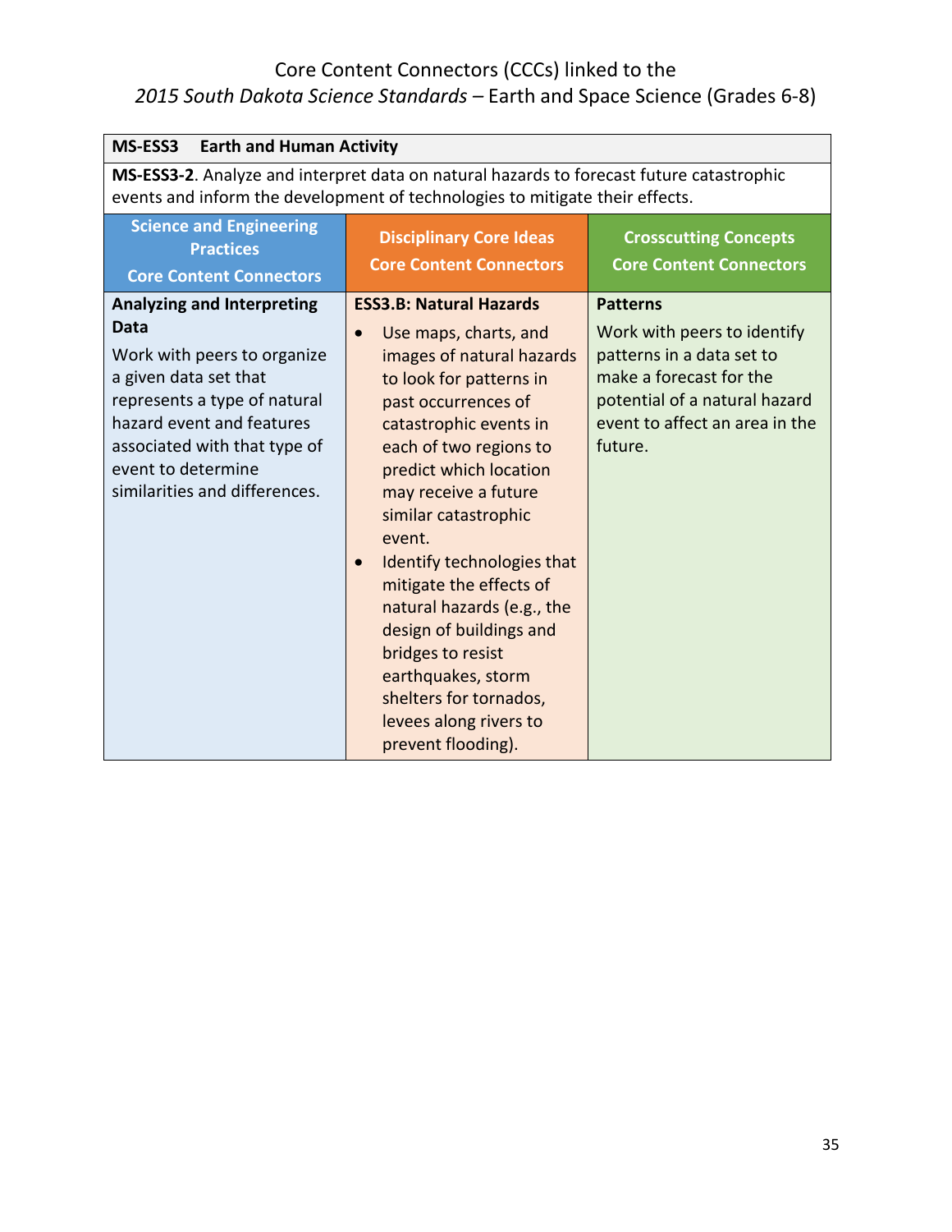Core Content Connectors (CCCs) linked to the
*2015 South Dakota Science Standards* – Earth and Space Science (Grades 6-8)

| **MS-ESS3 Earth and Human Activity** | | |
|---|---|---|
| **MS-ESS3-2**. Analyze and interpret data on natural hazards to forecast future catastrophic events and inform the development of technologies to mitigate their effects. | | |
| **Science and Engineering Practices Core Content Connectors** | **Disciplinary Core Ideas Core Content Connectors** | **Crosscutting Concepts Core Content Connectors** |
| **Analyzing and Interpreting Data**<br>Work with peers to organize a given data set that represents a type of natural hazard event and features associated with that type of event to determine similarities and differences. | **ESS3.B: Natural Hazards**<br>• Use maps, charts, and images of natural hazards to look for patterns in past occurrences of catastrophic events in each of two regions to predict which location may receive a future similar catastrophic event.<br>• Identify technologies that mitigate the effects of natural hazards (e.g., the design of buildings and bridges to resist earthquakes, storm shelters for tornados, levees along rivers to prevent flooding). | **Patterns**<br>Work with peers to identify patterns in a data set to make a forecast for the potential of a natural hazard event to affect an area in the future. |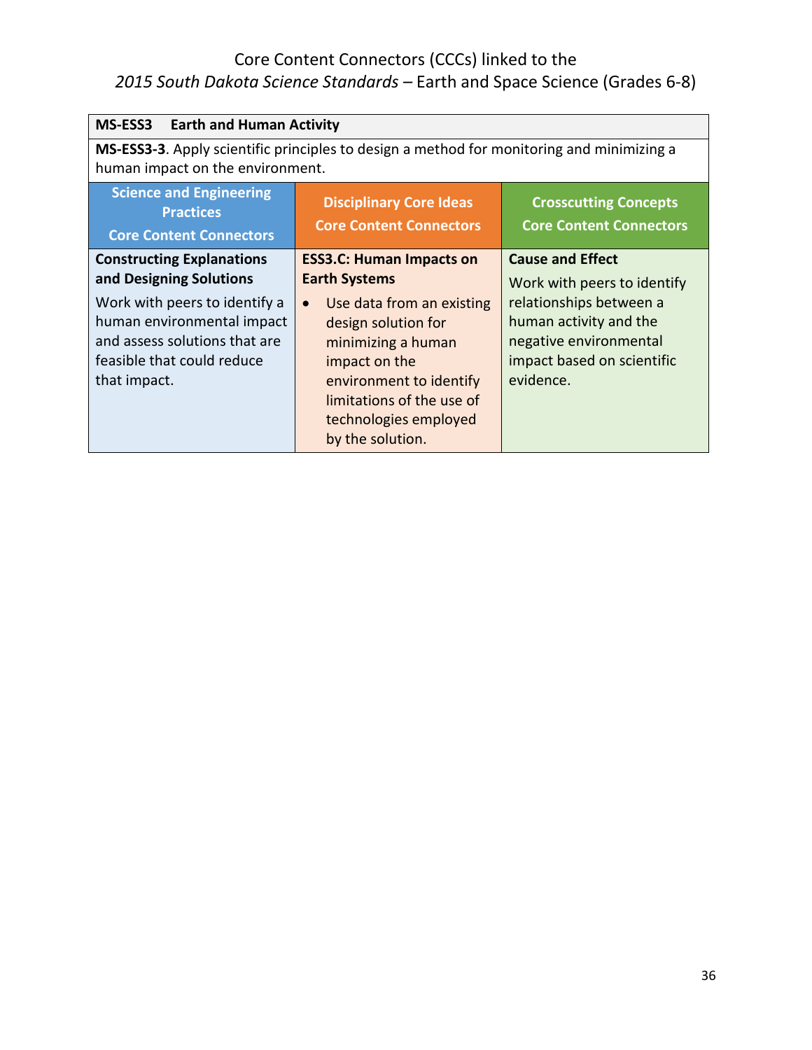Core Content Connectors (CCCs) linked to the
*2015 South Dakota Science Standards* – Earth and Space Science (Grades 6-8)

| **MS-ESS3 Earth and Human Activity** | | |
|---|---|---|
| **MS-ESS3-3**. Apply scientific principles to design a method for monitoring and minimizing a human impact on the environment. | | |
| **Science and Engineering Practices Core Content Connectors** | **Disciplinary Core Ideas Core Content Connectors** | **Crosscutting Concepts Core Content Connectors** |
| **Constructing Explanations and Designing Solutions** Work with peers to identify a human environmental impact and assess solutions that are feasible that could reduce that impact. | **ESS3.C: Human Impacts on Earth Systems** • Use data from an existing design solution for minimizing a human impact on the environment to identify limitations of the use of technologies employed by the solution. | **Cause and Effect** Work with peers to identify relationships between a human activity and the negative environmental impact based on scientific evidence. |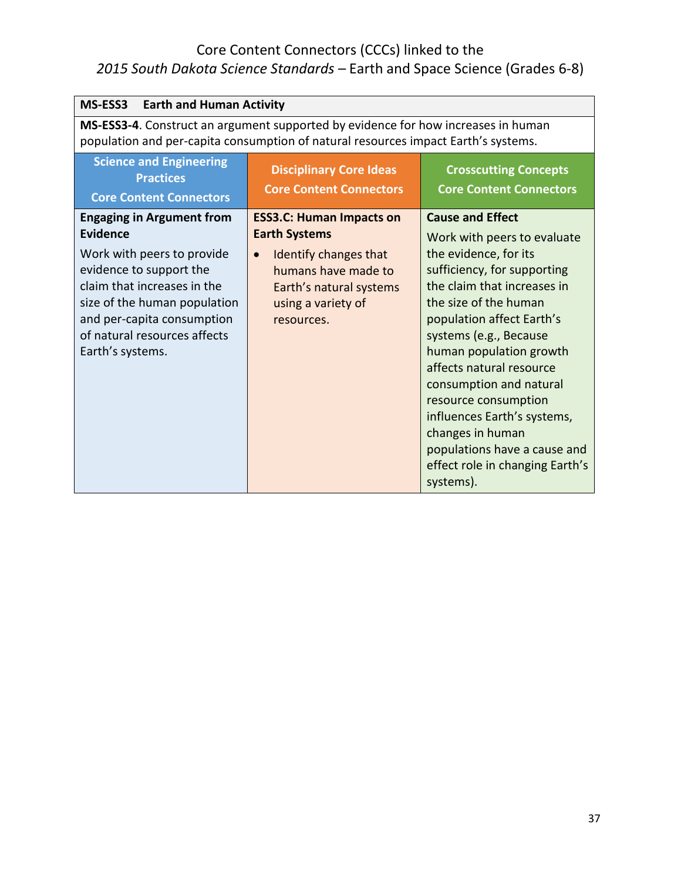Core Content Connectors (CCCs) linked to the
*2015 South Dakota Science Standards* – Earth and Space Science (Grades 6-8)

| **MS-ESS3 Earth and Human Activity** | | |
|---|---|---|
| **MS-ESS3-4**. Construct an argument supported by evidence for how increases in human population and per-capita consumption of natural resources impact Earth's systems. | | |
| **Science and Engineering Practices Core Content Connectors** | **Disciplinary Core Ideas Core Content Connectors** | **Crosscutting Concepts Core Content Connectors** |
| **Engaging in Argument from Evidence**<br>Work with peers to provide evidence to support the claim that increases in the size of the human population and per-capita consumption of natural resources affects Earth's systems. | **ESS3.C: Human Impacts on Earth Systems**<br>• Identify changes that humans have made to Earth's natural systems using a variety of resources. | **Cause and Effect**<br>Work with peers to evaluate the evidence, for its sufficiency, for supporting the claim that increases in the size of the human population affect Earth's systems (e.g., Because human population growth affects natural resource consumption and natural resource consumption influences Earth's systems, changes in human populations have a cause and effect role in changing Earth's systems). |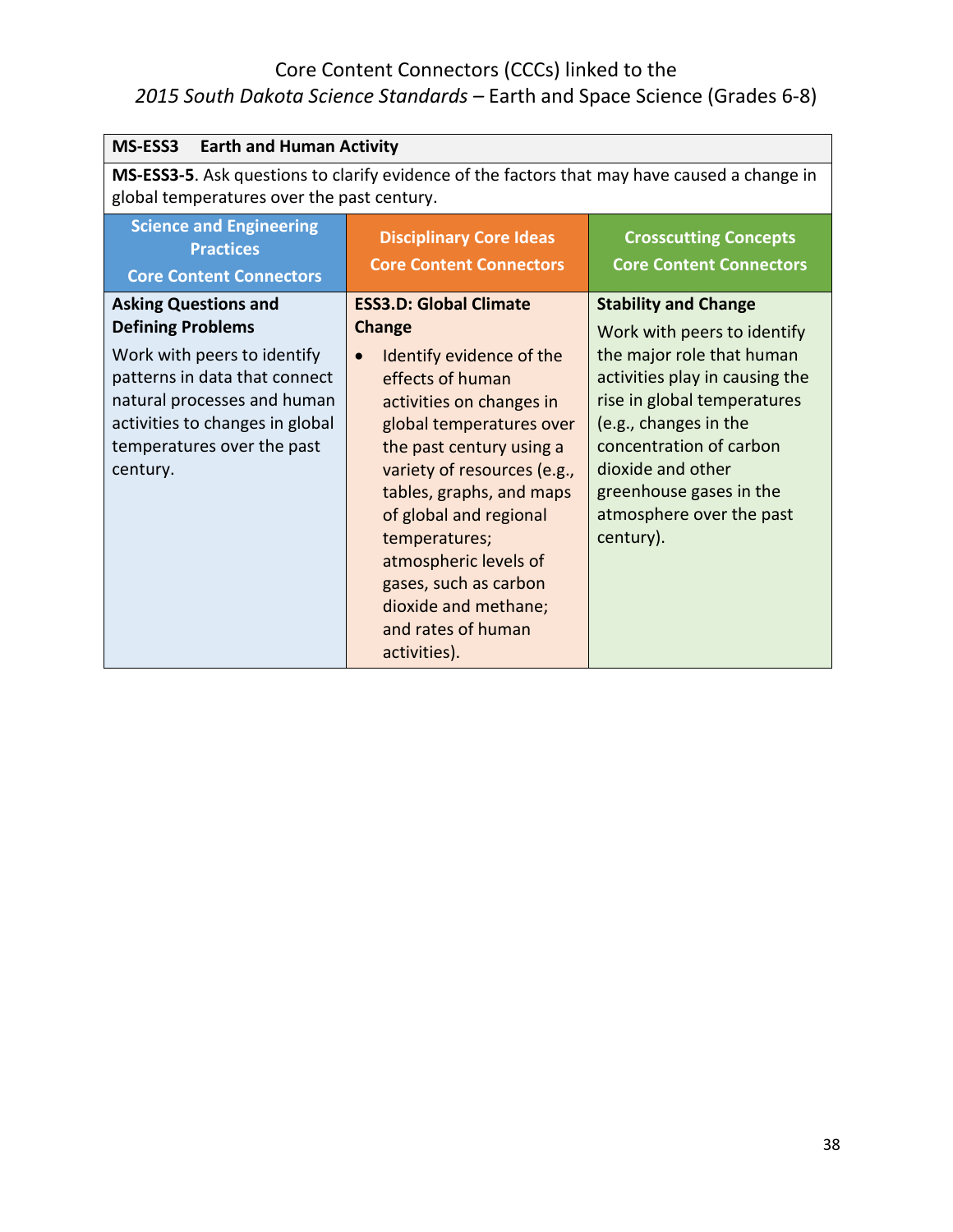Core Content Connectors (CCCs) linked to the
*2015 South Dakota Science Standards* – Earth and Space Science (Grades 6-8)

| **MS-ESS3 Earth and Human Activity** | | |
|---|---|---|
| **MS-ESS3-5**. Ask questions to clarify evidence of the factors that may have caused a change in global temperatures over the past century. | | |
| **Science and Engineering Practices Core Content Connectors** | **Disciplinary Core Ideas Core Content Connectors** | **Crosscutting Concepts Core Content Connectors** |
| **Asking Questions and Defining Problems**<br>Work with peers to identify patterns in data that connect natural processes and human activities to changes in global temperatures over the past century. | **ESS3.D: Global Climate Change**<br>• Identify evidence of the effects of human activities on changes in global temperatures over the past century using a variety of resources (e.g., tables, graphs, and maps of global and regional temperatures; atmospheric levels of gases, such as carbon dioxide and methane; and rates of human activities). | **Stability and Change**<br>Work with peers to identify the major role that human activities play in causing the rise in global temperatures (e.g., changes in the concentration of carbon dioxide and other greenhouse gases in the atmosphere over the past century). |